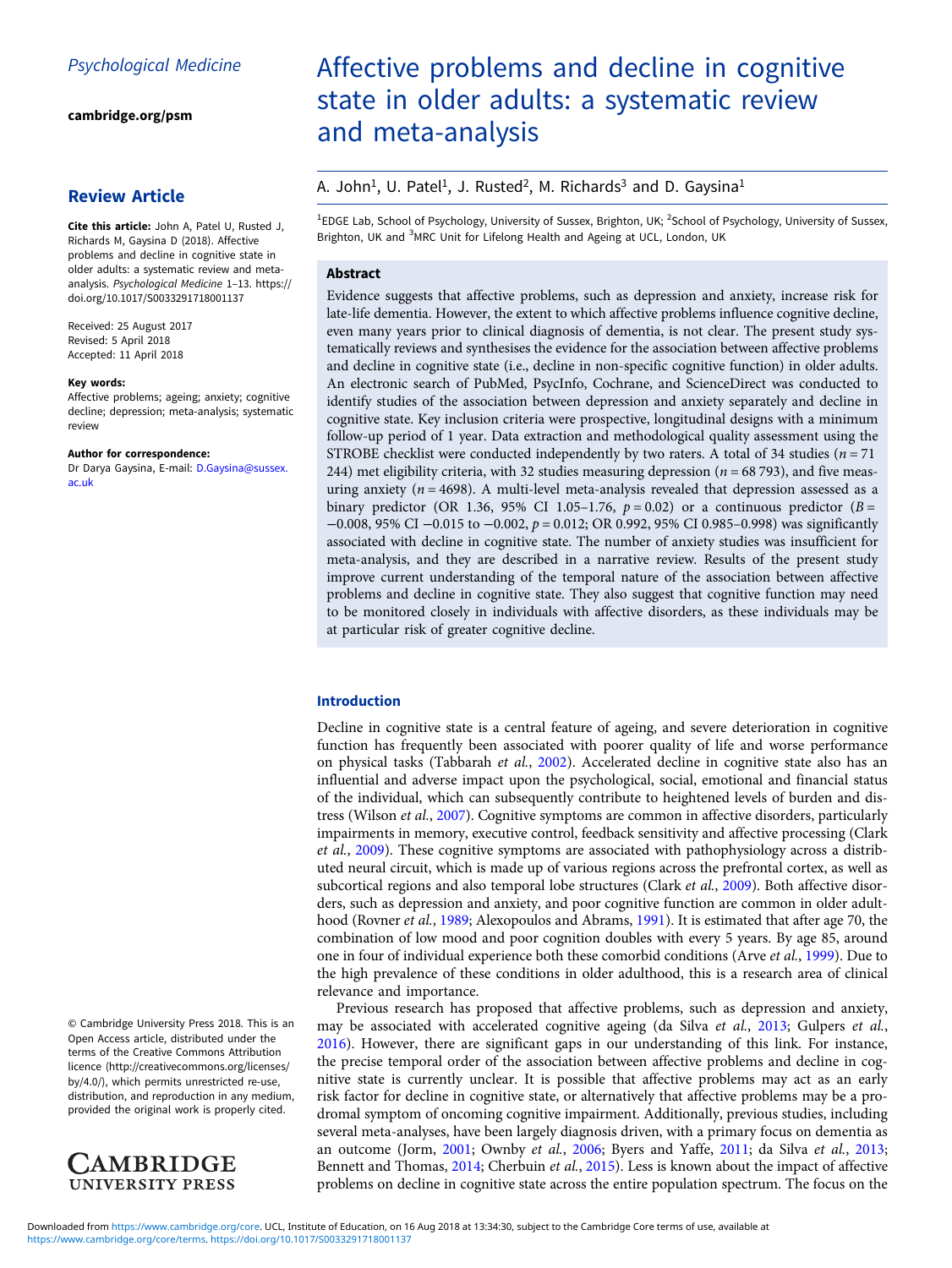Psychological Medicine

cambridge.org/psm

## Review Article

**Cite this article:** John A, Patel U, Rusted J, Richards M, Gaysina D (2018). Affective problems and decline in cognitive state in older adults: a systematic review and meta-analysis. *Psychological Medicine* 1–13. https://doi.org/10.1017/S0033291718001137

Received: 25 August 2017
Revised: 5 April 2018
Accepted: 11 April 2018

**Key words:**
Affective problems; ageing; anxiety; cognitive decline; depression; meta-analysis; systematic review

**Author for correspondence:**
Dr Darya Gaysina, E-mail: D.Gaysina@sussex.ac.uk

© Cambridge University Press 2018. This is an Open Access article, distributed under the terms of the Creative Commons Attribution licence (http://creativecommons.org/licenses/by/4.0/), which permits unrestricted re-use, distribution, and reproduction in any medium, provided the original work is properly cited.

# Affective problems and decline in cognitive state in older adults: a systematic review and meta-analysis

A. John[1], U. Patel[1], J. Rusted[2], M. Richards[3] and D. Gaysina[1]

[1]EDGE Lab, School of Psychology, University of Sussex, Brighton, UK; [2]School of Psychology, University of Sussex, Brighton, UK and [3]MRC Unit for Lifelong Health and Ageing at UCL, London, UK

## Abstract

Evidence suggests that affective problems, such as depression and anxiety, increase risk for late-life dementia. However, the extent to which affective problems influence cognitive decline, even many years prior to clinical diagnosis of dementia, is not clear. The present study systematically reviews and synthesises the evidence for the association between affective problems and decline in cognitive state (i.e., decline in non-specific cognitive function) in older adults. An electronic search of PubMed, PsycInfo, Cochrane, and ScienceDirect was conducted to identify studies of the association between depression and anxiety separately and decline in cognitive state. Key inclusion criteria were prospective, longitudinal designs with a minimum follow-up period of 1 year. Data extraction and methodological quality assessment using the STROBE checklist were conducted independently by two raters. A total of 34 studies ($n = 71\,244$) met eligibility criteria, with 32 studies measuring depression ($n = 68\,793$), and five measuring anxiety ($n = 4698$). A multi-level meta-analysis revealed that depression assessed as a binary predictor (OR 1.36, 95% CI 1.05–1.76, $p = 0.02$) or a continuous predictor ($B = -0.008$, 95% CI −0.015 to −0.002, $p = 0.012$; OR 0.992, 95% CI 0.985–0.998) was significantly associated with decline in cognitive state. The number of anxiety studies was insufficient for meta-analysis, and they are described in a narrative review. Results of the present study improve current understanding of the temporal nature of the association between affective problems and decline in cognitive state. They also suggest that cognitive function may need to be monitored closely in individuals with affective disorders, as these individuals may be at particular risk of greater cognitive decline.

## Introduction

Decline in cognitive state is a central feature of ageing, and severe deterioration in cognitive function has frequently been associated with poorer quality of life and worse performance on physical tasks (Tabbarah *et al.*, 2002). Accelerated decline in cognitive state also has an influential and adverse impact upon the psychological, social, emotional and financial status of the individual, which can subsequently contribute to heightened levels of burden and distress (Wilson *et al.*, 2007). Cognitive symptoms are common in affective disorders, particularly impairments in memory, executive control, feedback sensitivity and affective processing (Clark *et al.*, 2009). These cognitive symptoms are associated with pathophysiology across a distributed neural circuit, which is made up of various regions across the prefrontal cortex, as well as subcortical regions and also temporal lobe structures (Clark *et al.*, 2009). Both affective disorders, such as depression and anxiety, and poor cognitive function are common in older adulthood (Rovner *et al.*, 1989; Alexopoulos and Abrams, 1991). It is estimated that after age 70, the combination of low mood and poor cognition doubles with every 5 years. By age 85, around one in four of individual experience both these comorbid conditions (Arve *et al.*, 1999). Due to the high prevalence of these conditions in older adulthood, this is a research area of clinical relevance and importance.

Previous research has proposed that affective problems, such as depression and anxiety, may be associated with accelerated cognitive ageing (da Silva *et al.*, 2013; Gulpers *et al.*, 2016). However, there are significant gaps in our understanding of this link. For instance, the precise temporal order of the association between affective problems and decline in cognitive state is currently unclear. It is possible that affective problems may act as an early risk factor for decline in cognitive state, or alternatively that affective problems may be a prodromal symptom of oncoming cognitive impairment. Additionally, previous studies, including several meta-analyses, have been largely diagnosis driven, with a primary focus on dementia as an outcome (Jorm, 2001; Ownby *et al.*, 2006; Byers and Yaffe, 2011; da Silva *et al.*, 2013; Bennett and Thomas, 2014; Cherbuin *et al.*, 2015). Less is known about the impact of affective problems on decline in cognitive state across the entire population spectrum. The focus on the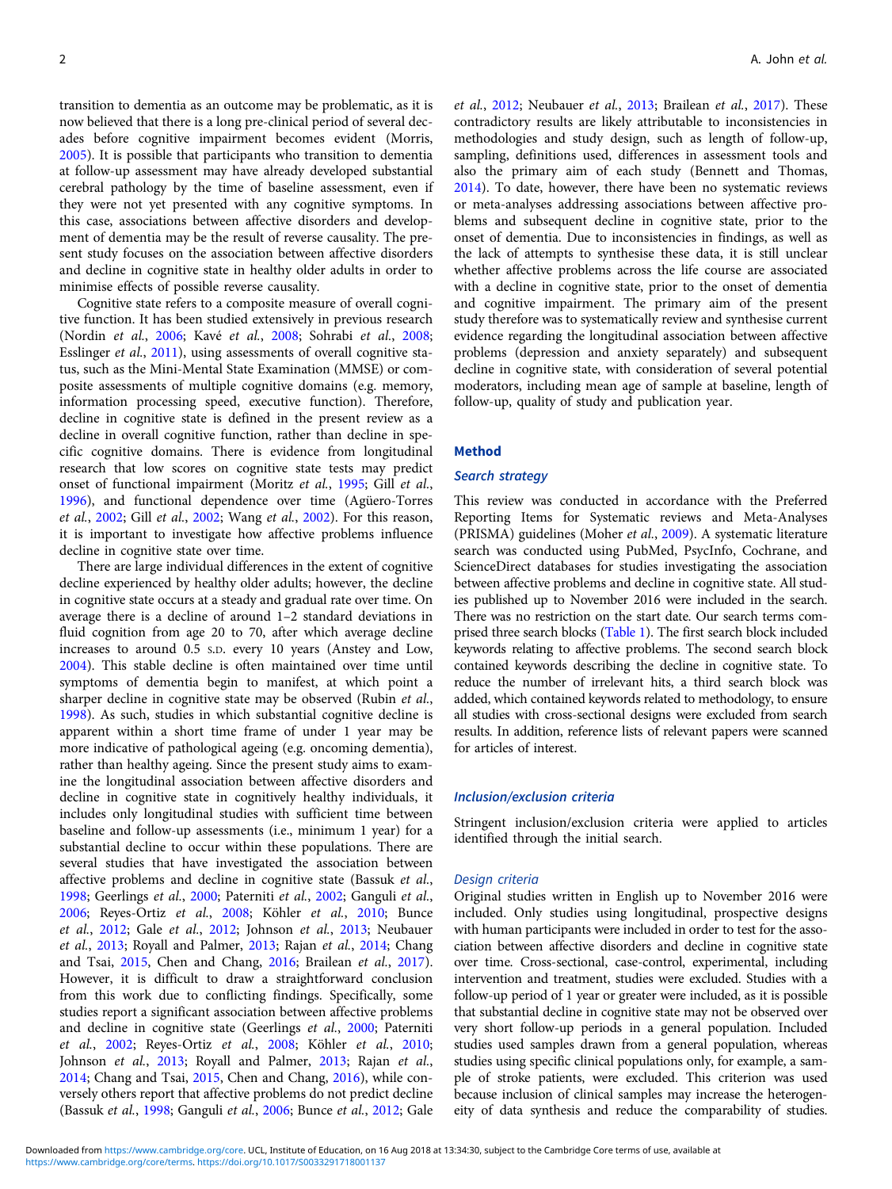transition to dementia as an outcome may be problematic, as it is now believed that there is a long pre-clinical period of several decades before cognitive impairment becomes evident (Morris, 2005). It is possible that participants who transition to dementia at follow-up assessment may have already developed substantial cerebral pathology by the time of baseline assessment, even if they were not yet presented with any cognitive symptoms. In this case, associations between affective disorders and development of dementia may be the result of reverse causality. The present study focuses on the association between affective disorders and decline in cognitive state in healthy older adults in order to minimise effects of possible reverse causality.

Cognitive state refers to a composite measure of overall cognitive function. It has been studied extensively in previous research (Nordin *et al.*, 2006; Kavé *et al.*, 2008; Sohrabi *et al.*, 2008; Esslinger *et al.*, 2011), using assessments of overall cognitive status, such as the Mini-Mental State Examination (MMSE) or composite assessments of multiple cognitive domains (e.g. memory, information processing speed, executive function). Therefore, decline in cognitive state is defined in the present review as a decline in overall cognitive function, rather than decline in specific cognitive domains. There is evidence from longitudinal research that low scores on cognitive state tests may predict onset of functional impairment (Moritz *et al.*, 1995; Gill *et al.*, 1996), and functional dependence over time (Agüero-Torres *et al.*, 2002; Gill *et al.*, 2002; Wang *et al.*, 2002). For this reason, it is important to investigate how affective problems influence decline in cognitive state over time.

There are large individual differences in the extent of cognitive decline experienced by healthy older adults; however, the decline in cognitive state occurs at a steady and gradual rate over time. On average there is a decline of around 1–2 standard deviations in fluid cognition from age 20 to 70, after which average decline increases to around 0.5 S.D. every 10 years (Anstey and Low, 2004). This stable decline is often maintained over time until symptoms of dementia begin to manifest, at which point a sharper decline in cognitive state may be observed (Rubin *et al.*, 1998). As such, studies in which substantial cognitive decline is apparent within a short time frame of under 1 year may be more indicative of pathological ageing (e.g. oncoming dementia), rather than healthy ageing. Since the present study aims to examine the longitudinal association between affective disorders and decline in cognitive state in cognitively healthy individuals, it includes only longitudinal studies with sufficient time between baseline and follow-up assessments (i.e., minimum 1 year) for a substantial decline to occur within these populations. There are several studies that have investigated the association between affective problems and decline in cognitive state (Bassuk *et al.*, 1998; Geerlings *et al.*, 2000; Paterniti *et al.*, 2002; Ganguli *et al.*, 2006; Reyes-Ortiz *et al.*, 2008; Köhler *et al.*, 2010; Bunce *et al.*, 2012; Gale *et al.*, 2012; Johnson *et al.*, 2013; Neubauer *et al.*, 2013; Royall and Palmer, 2013; Rajan *et al.*, 2014; Chang and Tsai, 2015, Chen and Chang, 2016; Brailean *et al.*, 2017). However, it is difficult to draw a straightforward conclusion from this work due to conflicting findings. Specifically, some studies report a significant association between affective problems and decline in cognitive state (Geerlings *et al.*, 2000; Paterniti *et al.*, 2002; Reyes-Ortiz *et al.*, 2008; Köhler *et al.*, 2010; Johnson *et al.*, 2013; Royall and Palmer, 2013; Rajan *et al.*, 2014; Chang and Tsai, 2015, Chen and Chang, 2016), while conversely others report that affective problems do not predict decline (Bassuk *et al.*, 1998; Ganguli *et al.*, 2006; Bunce *et al.*, 2012; Gale *et al.*, 2012; Neubauer *et al.*, 2013; Brailean *et al.*, 2017). These contradictory results are likely attributable to inconsistencies in methodologies and study design, such as length of follow-up, sampling, definitions used, differences in assessment tools and also the primary aim of each study (Bennett and Thomas, 2014). To date, however, there have been no systematic reviews or meta-analyses addressing associations between affective problems and subsequent decline in cognitive state, prior to the onset of dementia. Due to inconsistencies in findings, as well as the lack of attempts to synthesise these data, it is still unclear whether affective problems across the life course are associated with a decline in cognitive state, prior to the onset of dementia and cognitive impairment. The primary aim of the present study therefore was to systematically review and synthesise current evidence regarding the longitudinal association between affective problems (depression and anxiety separately) and subsequent decline in cognitive state, with consideration of several potential moderators, including mean age of sample at baseline, length of follow-up, quality of study and publication year.

## Method

### Search strategy

This review was conducted in accordance with the Preferred Reporting Items for Systematic reviews and Meta-Analyses (PRISMA) guidelines (Moher *et al.*, 2009). A systematic literature search was conducted using PubMed, PsycInfo, Cochrane, and ScienceDirect databases for studies investigating the association between affective problems and decline in cognitive state. All studies published up to November 2016 were included in the search. There was no restriction on the start date. Our search terms comprised three search blocks (Table 1). The first search block included keywords relating to affective problems. The second search block contained keywords describing the decline in cognitive state. To reduce the number of irrelevant hits, a third search block was added, which contained keywords related to methodology, to ensure all studies with cross-sectional designs were excluded from search results. In addition, reference lists of relevant papers were scanned for articles of interest.

### Inclusion/exclusion criteria

Stringent inclusion/exclusion criteria were applied to articles identified through the initial search.

#### Design criteria

Original studies written in English up to November 2016 were included. Only studies using longitudinal, prospective designs with human participants were included in order to test for the association between affective disorders and decline in cognitive state over time. Cross-sectional, case-control, experimental, including intervention and treatment, studies were excluded. Studies with a follow-up period of 1 year or greater were included, as it is possible that substantial decline in cognitive state may not be observed over very short follow-up periods in a general population. Included studies used samples drawn from a general population, whereas studies using specific clinical populations only, for example, a sample of stroke patients, were excluded. This criterion was used because inclusion of clinical samples may increase the heterogeneity of data synthesis and reduce the comparability of studies.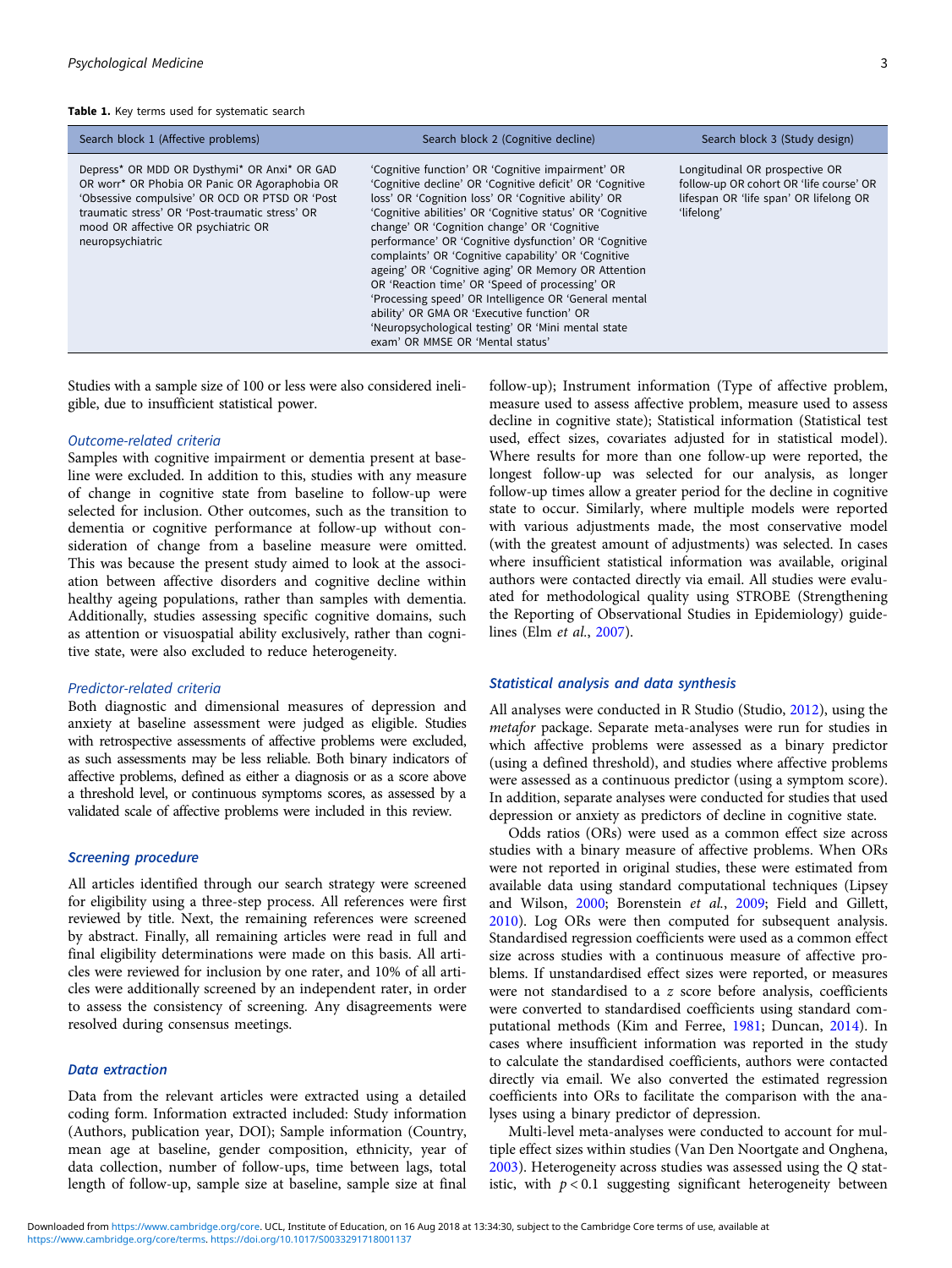**Table 1.** Key terms used for systematic search

| Search block 1 (Affective problems) | Search block 2 (Cognitive decline) | Search block 3 (Study design) |
|---|---|---|
| Depress* OR MDD OR Dysthymi* OR Anxi* OR GAD OR worr* OR Phobia OR Panic OR Agoraphobia OR 'Obsessive compulsive' OR OCD OR PTSD OR 'Post traumatic stress' OR 'Post-traumatic stress' OR mood OR affective OR psychiatric OR neuropsychiatric | 'Cognitive function' OR 'Cognitive impairment' OR 'Cognitive decline' OR 'Cognitive deficit' OR 'Cognitive loss' OR 'Cognition loss' OR 'Cognitive ability' OR 'Cognitive abilities' OR 'Cognitive status' OR 'Cognitive change' OR 'Cognition change' OR 'Cognitive performance' OR 'Cognitive dysfunction' OR 'Cognitive complaints' OR 'Cognitive capability' OR 'Cognitive ageing' OR 'Cognitive aging' OR Memory OR Attention OR 'Reaction time' OR 'Speed of processing' OR 'Processing speed' OR Intelligence OR 'General mental ability' OR GMA OR 'Executive function' OR 'Neuropsychological testing' OR 'Mini mental state exam' OR MMSE OR 'Mental status' | Longitudinal OR prospective OR follow-up OR cohort OR 'life course' OR lifespan OR 'life span' OR lifelong OR 'lifelong' |

Studies with a sample size of 100 or less were also considered ineligible, due to insufficient statistical power.

#### Outcome-related criteria

Samples with cognitive impairment or dementia present at baseline were excluded. In addition to this, studies with any measure of change in cognitive state from baseline to follow-up were selected for inclusion. Other outcomes, such as the transition to dementia or cognitive performance at follow-up without consideration of change from a baseline measure were omitted. This was because the present study aimed to look at the association between affective disorders and cognitive decline within healthy ageing populations, rather than samples with dementia. Additionally, studies assessing specific cognitive domains, such as attention or visuospatial ability exclusively, rather than cognitive state, were also excluded to reduce heterogeneity.

#### Predictor-related criteria

Both diagnostic and dimensional measures of depression and anxiety at baseline assessment were judged as eligible. Studies with retrospective assessments of affective problems were excluded, as such assessments may be less reliable. Both binary indicators of affective problems, defined as either a diagnosis or as a score above a threshold level, or continuous symptoms scores, as assessed by a validated scale of affective problems were included in this review.

### Screening procedure

All articles identified through our search strategy were screened for eligibility using a three-step process. All references were first reviewed by title. Next, the remaining references were screened by abstract. Finally, all remaining articles were read in full and final eligibility determinations were made on this basis. All articles were reviewed for inclusion by one rater, and 10% of all articles were additionally screened by an independent rater, in order to assess the consistency of screening. Any disagreements were resolved during consensus meetings.

### Data extraction

Data from the relevant articles were extracted using a detailed coding form. Information extracted included: Study information (Authors, publication year, DOI); Sample information (Country, mean age at baseline, gender composition, ethnicity, year of data collection, number of follow-ups, time between lags, total length of follow-up, sample size at baseline, sample size at final follow-up); Instrument information (Type of affective problem, measure used to assess affective problem, measure used to assess decline in cognitive state); Statistical information (Statistical test used, effect sizes, covariates adjusted for in statistical model). Where results for more than one follow-up were reported, the longest follow-up was selected for our analysis, as longer follow-up times allow a greater period for the decline in cognitive state to occur. Similarly, where multiple models were reported with various adjustments made, the most conservative model (with the greatest amount of adjustments) was selected. In cases where insufficient statistical information was available, original authors were contacted directly via email. All studies were evaluated for methodological quality using STROBE (Strengthening the Reporting of Observational Studies in Epidemiology) guidelines (Elm *et al.*, 2007).

### Statistical analysis and data synthesis

All analyses were conducted in R Studio (Studio, 2012), using the *metafor* package. Separate meta-analyses were run for studies in which affective problems were assessed as a binary predictor (using a defined threshold), and studies where affective problems were assessed as a continuous predictor (using a symptom score). In addition, separate analyses were conducted for studies that used depression or anxiety as predictors of decline in cognitive state.

Odds ratios (ORs) were used as a common effect size across studies with a binary measure of affective problems. When ORs were not reported in original studies, these were estimated from available data using standard computational techniques (Lipsey and Wilson, 2000; Borenstein *et al.*, 2009; Field and Gillett, 2010). Log ORs were then computed for subsequent analysis. Standardised regression coefficients were used as a common effect size across studies with a continuous measure of affective problems. If unstandardised effect sizes were reported, or measures were not standardised to a *z* score before analysis, coefficients were converted to standardised coefficients using standard computational methods (Kim and Ferree, 1981; Duncan, 2014). In cases where insufficient information was reported in the study to calculate the standardised coefficients, authors were contacted directly via email. We also converted the estimated regression coefficients into ORs to facilitate the comparison with the analyses using a binary predictor of depression.

Multi-level meta-analyses were conducted to account for multiple effect sizes within studies (Van Den Noortgate and Onghena, 2003). Heterogeneity across studies was assessed using the $Q$ statistic, with $p < 0.1$ suggesting significant heterogeneity between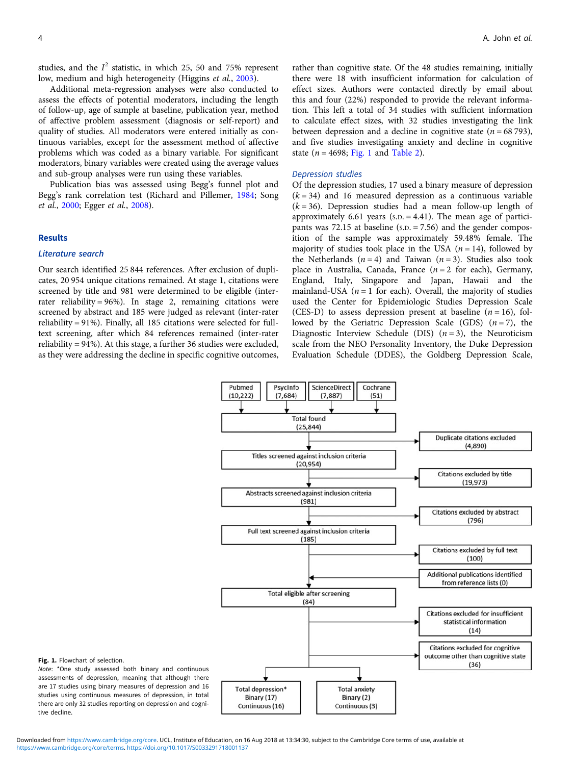studies, and the $I^2$ statistic, in which 25, 50 and 75% represent low, medium and high heterogeneity (Higgins *et al.*, 2003).

Additional meta-regression analyses were also conducted to assess the effects of potential moderators, including the length of follow-up, age of sample at baseline, publication year, method of affective problem assessment (diagnosis or self-report) and quality of studies. All moderators were entered initially as continuous variables, except for the assessment method of affective problems which was coded as a binary variable. For significant moderators, binary variables were created using the average values and sub-group analyses were run using these variables.

Publication bias was assessed using Begg's funnel plot and Begg's rank correlation test (Richard and Pillemer, 1984; Song *et al.*, 2000; Egger *et al.*, 2008).

## Results

### Literature search

Our search identified 25 844 references. After exclusion of duplicates, 20 954 unique citations remained. At stage 1, citations were screened by title and 981 were determined to be eligible (inter-rater reliability = 96%). In stage 2, remaining citations were screened by abstract and 185 were judged as relevant (inter-rater reliability = 91%). Finally, all 185 citations were selected for full-text screening, after which 84 references remained (inter-rater reliability = 94%). At this stage, a further 36 studies were excluded, as they were addressing the decline in specific cognitive outcomes, rather than cognitive state. Of the 48 studies remaining, initially there were 18 with insufficient information for calculation of effect sizes. Authors were contacted directly by email about this and four (22%) responded to provide the relevant information. This left a total of 34 studies with sufficient information to calculate effect sizes, with 32 studies investigating the link between depression and a decline in cognitive state ($n$ = 68 793), and five studies investigating anxiety and decline in cognitive state ($n$ = 4698; Fig. 1 and Table 2).

### Depression studies

Of the depression studies, 17 used a binary measure of depression ($k$ = 34) and 16 measured depression as a continuous variable ($k$ = 36). Depression studies had a mean follow-up length of approximately 6.61 years (S.D. = 4.41). The mean age of participants was 72.15 at baseline (S.D. = 7.56) and the gender composition of the sample was approximately 59.48% female. The majority of studies took place in the USA ($n$ = 14), followed by the Netherlands ($n$ = 4) and Taiwan ($n$ = 3). Studies also took place in Australia, Canada, France ($n$ = 2 for each), Germany, England, Italy, Singapore and Japan, Hawaii and the mainland-USA ($n$ = 1 for each). Overall, the majority of studies used the Center for Epidemiologic Studies Depression Scale (CES-D) to assess depression present at baseline ($n$ = 16), followed by the Geriatric Depression Scale (GDS) ($n$ = 7), the Diagnostic Interview Schedule (DIS) ($n$ = 3), the Neuroticism scale from the NEO Personality Inventory, the Duke Depression Evaluation Schedule (DDES), the Goldberg Depression Scale,

Pubmed (10,222) | PsycInfo (7,684) | ScienceDirect (7,887) | Cochrane (51)

Total found (25,844)

Duplicate citations excluded (4,890)

Titles screened against inclusion criteria (20,954)

Citations excluded by title (19,973)

Abstracts screened against inclusion criteria (981)

Citations excluded by abstract (796)

Full text screened against inclusion criteria (185)

Citations excluded by full text (100)

Additional publications identified from reference lists (0)

Total eligible after screening (84)

Citations excluded for insufficient statistical information (14)

Citations excluded for cognitive outcome other than cognitive state (36)

Total depression* Binary (17) Continuous (16)

Total anxiety Binary (2) Continuous (3)

**Fig. 1.** Flowchart of selection.
*Note*: *One study assessed both binary and continuous assessments of depression, meaning that although there are 17 studies using binary measures of depression and 16 studies using continuous measures of depression, in total there are only 32 studies reporting on depression and cognitive decline.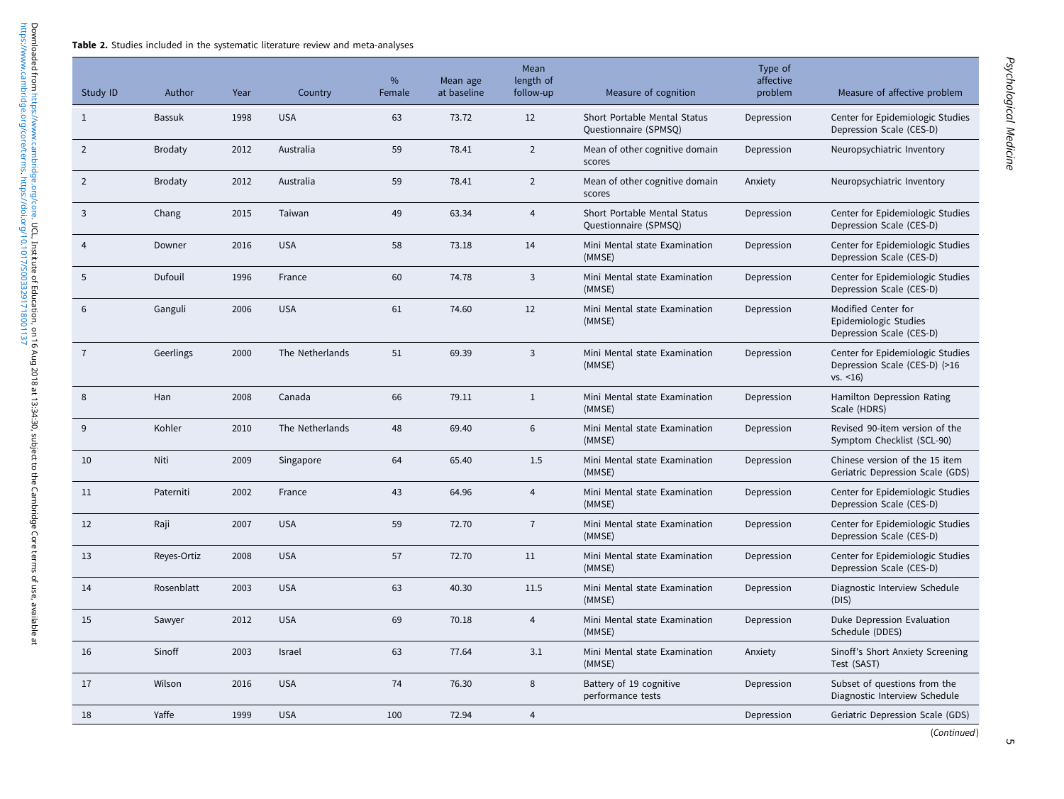**Table 2.** Studies included in the systematic literature review and meta-analyses

| Study ID | Author | Year | Country | % Female | Mean age at baseline | Mean length of follow-up | Measure of cognition | Type of affective problem | Measure of affective problem |
|---|---|---|---|---|---|---|---|---|---|
| 1 | Bassuk | 1998 | USA | 63 | 73.72 | 12 | Short Portable Mental Status Questionnaire (SPMSQ) | Depression | Center for Epidemiologic Studies Depression Scale (CES-D) |
| 2 | Brodaty | 2012 | Australia | 59 | 78.41 | 2 | Mean of other cognitive domain scores | Depression | Neuropsychiatric Inventory |
| 2 | Brodaty | 2012 | Australia | 59 | 78.41 | 2 | Mean of other cognitive domain scores | Anxiety | Neuropsychiatric Inventory |
| 3 | Chang | 2015 | Taiwan | 49 | 63.34 | 4 | Short Portable Mental Status Questionnaire (SPMSQ) | Depression | Center for Epidemiologic Studies Depression Scale (CES-D) |
| 4 | Downer | 2016 | USA | 58 | 73.18 | 14 | Mini Mental state Examination (MMSE) | Depression | Center for Epidemiologic Studies Depression Scale (CES-D) |
| 5 | Dufouil | 1996 | France | 60 | 74.78 | 3 | Mini Mental state Examination (MMSE) | Depression | Center for Epidemiologic Studies Depression Scale (CES-D) |
| 6 | Ganguli | 2006 | USA | 61 | 74.60 | 12 | Mini Mental state Examination (MMSE) | Depression | Modified Center for Epidemiologic Studies Depression Scale (CES-D) |
| 7 | Geerlings | 2000 | The Netherlands | 51 | 69.39 | 3 | Mini Mental state Examination (MMSE) | Depression | Center for Epidemiologic Studies Depression Scale (CES-D) (>16 vs. <16) |
| 8 | Han | 2008 | Canada | 66 | 79.11 | 1 | Mini Mental state Examination (MMSE) | Depression | Hamilton Depression Rating Scale (HDRS) |
| 9 | Kohler | 2010 | The Netherlands | 48 | 69.40 | 6 | Mini Mental state Examination (MMSE) | Depression | Revised 90-item version of the Symptom Checklist (SCL-90) |
| 10 | Niti | 2009 | Singapore | 64 | 65.40 | 1.5 | Mini Mental state Examination (MMSE) | Depression | Chinese version of the 15 item Geriatric Depression Scale (GDS) |
| 11 | Paterniti | 2002 | France | 43 | 64.96 | 4 | Mini Mental state Examination (MMSE) | Depression | Center for Epidemiologic Studies Depression Scale (CES-D) |
| 12 | Raji | 2007 | USA | 59 | 72.70 | 7 | Mini Mental state Examination (MMSE) | Depression | Center for Epidemiologic Studies Depression Scale (CES-D) |
| 13 | Reyes-Ortiz | 2008 | USA | 57 | 72.70 | 11 | Mini Mental state Examination (MMSE) | Depression | Center for Epidemiologic Studies Depression Scale (CES-D) |
| 14 | Rosenblatt | 2003 | USA | 63 | 40.30 | 11.5 | Mini Mental state Examination (MMSE) | Depression | Diagnostic Interview Schedule (DIS) |
| 15 | Sawyer | 2012 | USA | 69 | 70.18 | 4 | Mini Mental state Examination (MMSE) | Depression | Duke Depression Evaluation Schedule (DDES) |
| 16 | Sinoff | 2003 | Israel | 63 | 77.64 | 3.1 | Mini Mental state Examination (MMSE) | Anxiety | Sinoff's Short Anxiety Screening Test (SAST) |
| 17 | Wilson | 2016 | USA | 74 | 76.30 | 8 | Battery of 19 cognitive performance tests | Depression | Subset of questions from the Diagnostic Interview Schedule |
| 18 | Yaffe | 1999 | USA | 100 | 72.94 | 4 | | Depression | Geriatric Depression Scale (GDS) |

(*Continued*)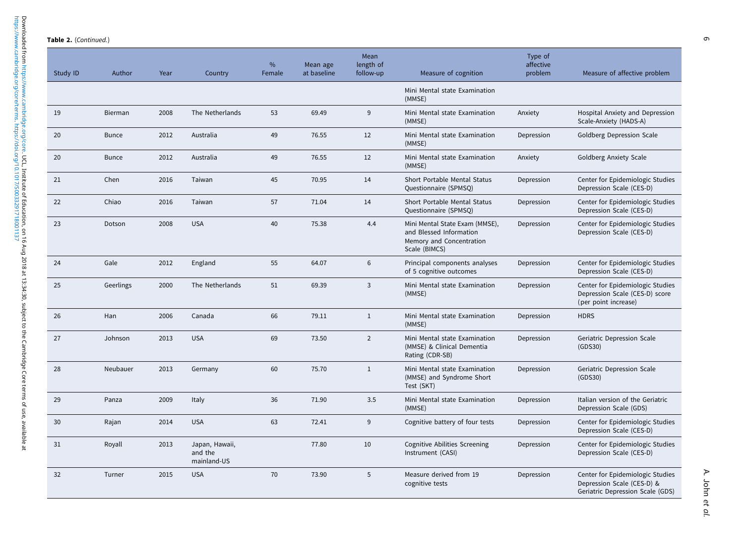**Table 2.** (*Continued.*)

| Study ID | Author | Year | Country | % Female | Mean age at baseline | Mean length of follow-up | Measure of cognition | Type of affective problem | Measure of affective problem |
|---|---|---|---|---|---|---|---|---|---|
| | | | | | | | Mini Mental state Examination (MMSE) | | |
| 19 | Bierman | 2008 | The Netherlands | 53 | 69.49 | 9 | Mini Mental state Examination (MMSE) | Anxiety | Hospital Anxiety and Depression Scale-Anxiety (HADS-A) |
| 20 | Bunce | 2012 | Australia | 49 | 76.55 | 12 | Mini Mental state Examination (MMSE) | Depression | Goldberg Depression Scale |
| 20 | Bunce | 2012 | Australia | 49 | 76.55 | 12 | Mini Mental state Examination (MMSE) | Anxiety | Goldberg Anxiety Scale |
| 21 | Chen | 2016 | Taiwan | 45 | 70.95 | 14 | Short Portable Mental Status Questionnaire (SPMSQ) | Depression | Center for Epidemiologic Studies Depression Scale (CES-D) |
| 22 | Chiao | 2016 | Taiwan | 57 | 71.04 | 14 | Short Portable Mental Status Questionnaire (SPMSQ) | Depression | Center for Epidemiologic Studies Depression Scale (CES-D) |
| 23 | Dotson | 2008 | USA | 40 | 75.38 | 4.4 | Mini Mental State Exam (MMSE), and Blessed Information Memory and Concentration Scale (BIMCS) | Depression | Center for Epidemiologic Studies Depression Scale (CES-D) |
| 24 | Gale | 2012 | England | 55 | 64.07 | 6 | Principal components analyses of 5 cognitive outcomes | Depression | Center for Epidemiologic Studies Depression Scale (CES-D) |
| 25 | Geerlings | 2000 | The Netherlands | 51 | 69.39 | 3 | Mini Mental state Examination (MMSE) | Depression | Center for Epidemiologic Studies Depression Scale (CES-D) score (per point increase) |
| 26 | Han | 2006 | Canada | 66 | 79.11 | 1 | Mini Mental state Examination (MMSE) | Depression | HDRS |
| 27 | Johnson | 2013 | USA | 69 | 73.50 | 2 | Mini Mental state Examination (MMSE) & Clinical Dementia Rating (CDR-SB) | Depression | Geriatric Depression Scale (GDS30) |
| 28 | Neubauer | 2013 | Germany | 60 | 75.70 | 1 | Mini Mental state Examination (MMSE) and Syndrome Short Test (SKT) | Depression | Geriatric Depression Scale (GDS30) |
| 29 | Panza | 2009 | Italy | 36 | 71.90 | 3.5 | Mini Mental state Examination (MMSE) | Depression | Italian version of the Geriatric Depression Scale (GDS) |
| 30 | Rajan | 2014 | USA | 63 | 72.41 | 9 | Cognitive battery of four tests | Depression | Center for Epidemiologic Studies Depression Scale (CES-D) |
| 31 | Royall | 2013 | Japan, Hawaii, and the mainland-US | | 77.80 | 10 | Cognitive Abilities Screening Instrument (CASI) | Depression | Center for Epidemiologic Studies Depression Scale (CES-D) |
| 32 | Turner | 2015 | USA | 70 | 73.90 | 5 | Measure derived from 19 cognitive tests | Depression | Center for Epidemiologic Studies Depression Scale (CES-D) & Geriatric Depression Scale (GDS) |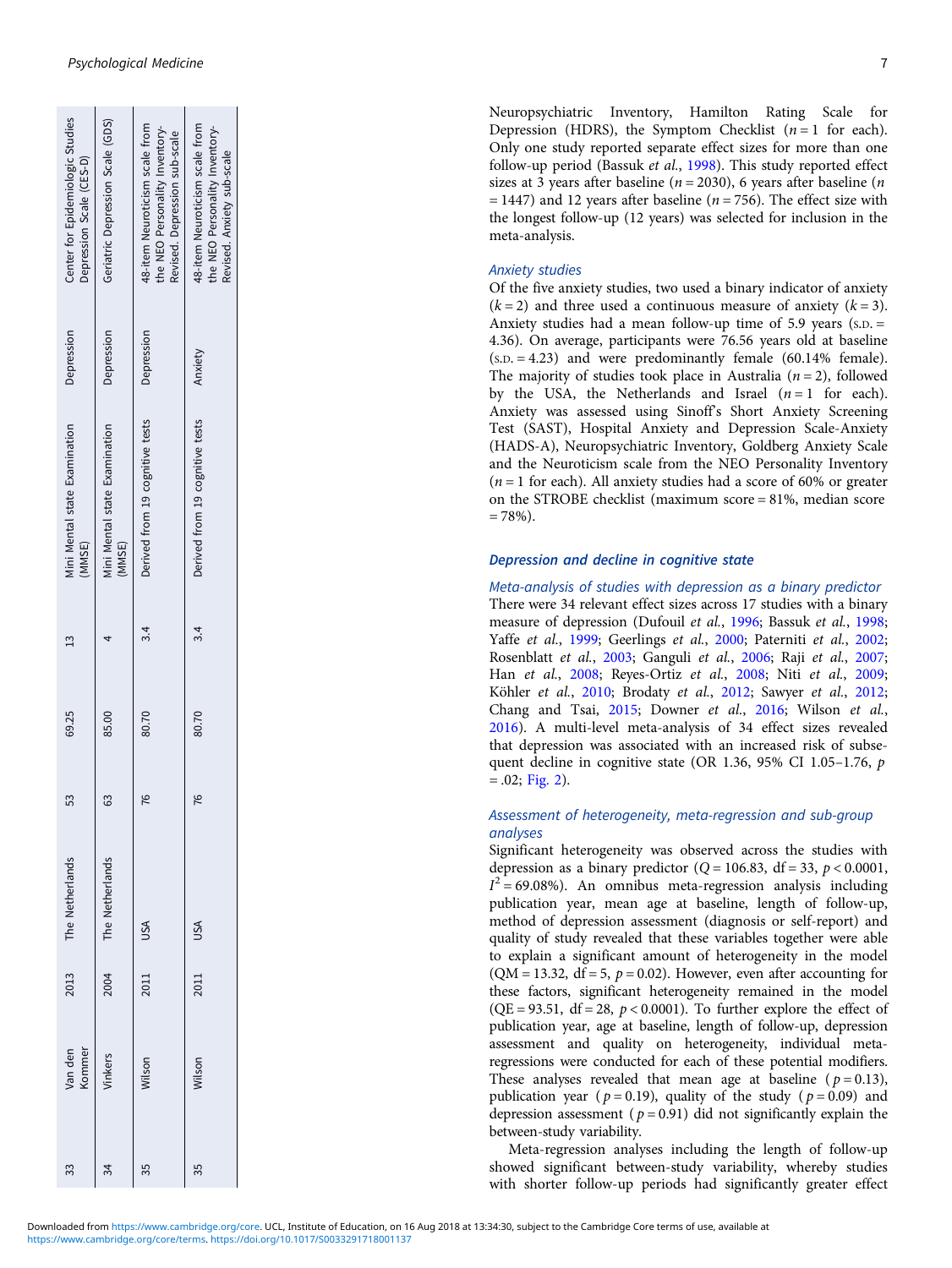| 33 | Van den Kommer | 2013 | The Netherlands | 53 | 69.25 | 13 | Mini Mental state Examination (MMSE) | Depression | Center for Epidemiologic Studies Depression Scale (CES-D) |
|---|---|---|---|---|---|---|---|---|---|
| 34 | Vinkers | 2004 | The Netherlands | 63 | 85.00 | 4 | Mini Mental state Examination (MMSE) | Depression | Geriatric Depression Scale (GDS) |
| 35 | Wilson | 2011 | USA | 76 | 80.70 | 3.4 | Derived from 19 cognitive tests | Depression | 48-item Neuroticism scale from the NEO Personality Inventory-Revised. Depression sub-scale |
| 35 | Wilson | 2011 | USA | 76 | 80.70 | 3.4 | Derived from 19 cognitive tests | Anxiety | 48-item Neuroticism scale from the NEO Personality Inventory-Revised. Anxiety sub-scale |

Neuropsychiatric Inventory, Hamilton Rating Scale for Depression (HDRS), the Symptom Checklist ($n = 1$ for each). Only one study reported separate effect sizes for more than one follow-up period (Bassuk *et al.*, 1998). This study reported effect sizes at 3 years after baseline ($n = 2030$), 6 years after baseline ($n = 1447$) and 12 years after baseline ($n = 756$). The effect size with the longest follow-up (12 years) was selected for inclusion in the meta-analysis.

### *Anxiety studies*

Of the five anxiety studies, two used a binary indicator of anxiety ($k = 2$) and three used a continuous measure of anxiety ($k = 3$). Anxiety studies had a mean follow-up time of 5.9 years (S.D. = 4.36). On average, participants were 76.56 years old at baseline (S.D. = 4.23) and were predominantly female (60.14% female). The majority of studies took place in Australia ($n = 2$), followed by the USA, the Netherlands and Israel ($n = 1$ for each). Anxiety was assessed using Sinoff's Short Anxiety Screening Test (SAST), Hospital Anxiety and Depression Scale-Anxiety (HADS-A), Neuropsychiatric Inventory, Goldberg Anxiety Scale and the Neuroticism scale from the NEO Personality Inventory ($n = 1$ for each). All anxiety studies had a score of 60% or greater on the STROBE checklist (maximum score = 81%, median score = 78%).

## Depression and decline in cognitive state

### *Meta-analysis of studies with depression as a binary predictor*

There were 34 relevant effect sizes across 17 studies with a binary measure of depression (Dufouil *et al.*, 1996; Bassuk *et al.*, 1998; Yaffe *et al.*, 1999; Geerlings *et al.*, 2000; Paterniti *et al.*, 2002; Rosenblatt *et al.*, 2003; Ganguli *et al.*, 2006; Raji *et al.*, 2007; Han *et al.*, 2008; Reyes-Ortiz *et al.*, 2008; Niti *et al.*, 2009; Köhler *et al.*, 2010; Brodaty *et al.*, 2012; Sawyer *et al.*, 2012; Chang and Tsai, 2015; Downer *et al.*, 2016; Wilson *et al.*, 2016). A multi-level meta-analysis of 34 effect sizes revealed that depression was associated with an increased risk of subsequent decline in cognitive state (OR 1.36, 95% CI 1.05–1.76, $p = .02$; Fig. 2).

### *Assessment of heterogeneity, meta-regression and sub-group analyses*

Significant heterogeneity was observed across the studies with depression as a binary predictor ($Q = 106.83$, df = 33, $p < 0.0001$, $I^2 = 69.08\%$). An omnibus meta-regression analysis including publication year, mean age at baseline, length of follow-up, method of depression assessment (diagnosis or self-report) and quality of study revealed that these variables together were able to explain a significant amount of heterogeneity in the model (QM = 13.32, df = 5, $p = 0.02$). However, even after accounting for these factors, significant heterogeneity remained in the model (QE = 93.51, df = 28, $p < 0.0001$). To further explore the effect of publication year, age at baseline, length of follow-up, depression assessment and quality on heterogeneity, individual meta-regressions were conducted for each of these potential modifiers. These analyses revealed that mean age at baseline ($p = 0.13$), publication year ($p = 0.19$), quality of the study ($p = 0.09$) and depression assessment ($p = 0.91$) did not significantly explain the between-study variability.

Meta-regression analyses including the length of follow-up showed significant between-study variability, whereby studies with shorter follow-up periods had significantly greater effect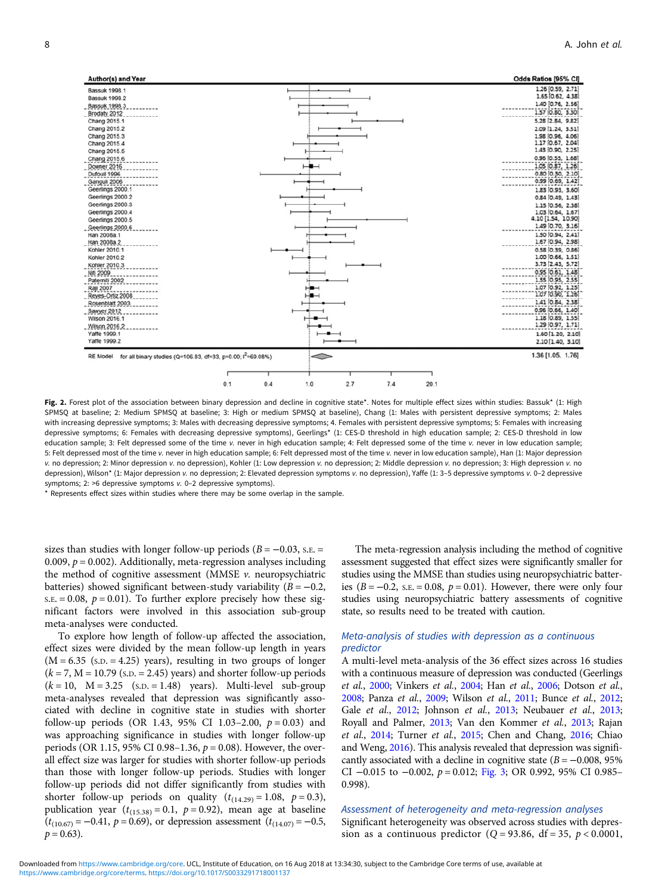| Author(s) and Year | Odds Ratios [95% CI] |
|---|---|
| Bassuk 1998.1 | 1.26 [0.59, 2.71] |
| Bassuk 1998.2 | 1.65 [0.62, 4.38] |
| Bassuk 1998.3 | 1.40 [0.76, 2.56] |
| Brodaty 2012 | 1.57 [0.80, 3.30] |
| Chang 2015.1 | 5.28 [2.84, 9.82] |
| Chang 2015.2 | 2.09 [1.24, 3.51] |
| Chang 2015.3 | 1.98 [0.96, 4.06] |
| Chang 2015.4 | 1.17 [0.67, 2.04] |
| Chang 2015.5 | 1.43 [0.90, 2.25] |
| Chang 2015.6 | 0.96 [0.55, 1.68] |
| Downer 2016 | 1.05 [0.87, 1.26] |
| Dufouil 1996 | 0.80 [0.30, 2.10] |
| Ganguli 2006 | 0.99 [0.69, 1.42] |
| Geerlings 2000.1 | 1.83 [0.93, 3.60] |
| Geerlings 2000.2 | 0.84 [0.49, 1.43] |
| Geerlings 2000.3 | 1.15 [0.56, 2.38] |
| Geerlings 2000.4 | 1.03 [0.64, 1.67] |
| Geerlings 2000.5 | 4.10 [1.54, 10.90] |
| Geerlings 2000.6 | 1.49 [0.70, 3.16] |
| Han 2008a.1 | 1.50 [0.94, 2.41] |
| Han 2008a.2 | 1.67 [0.94, 2.98] |
| Kohler 2010.1 | 0.58 [0.39, 0.86] |
| Kohler 2010.2 | 1.00 [0.66, 1.51] |
| Kohler 2010.3 | 3.73 [2.43, 5.72] |
| Niti 2009 | 0.95 [0.61, 1.48] |
| Paterniti 2002 | 1.55 [0.95, 2.55] |
| Raji 2007 | 1.07 [0.92, 1.25] |
| Reyes-Ortiz 2008 | 1.07 [0.90, 1.26] |
| Rosenblatt 2003 | 1.41 [0.84, 2.38] |
| Sawyer 2012 | 0.96 [0.66, 1.40] |
| Wilson 2016.1 | 1.16 [0.89, 1.55] |
| Wilson 2016.2 | 1.29 [0.97, 1.71] |
| Yaffe 1999.1 | 1.60 [1.20, 2.10] |
| Yaffe 1999.2 | 2.10 [1.40, 3.10] |
| RE Model for all binary studies (Q=106.83, df=33, p=0.00; I²=69.08%) | 1.36 [1.05, 1.76] |

**Fig. 2.** Forest plot of the association between binary depression and decline in cognitive state\*. Notes for multiple effect sizes within studies: Bassuk\* (1: High SPMSQ at baseline; 2: Medium SPMSQ at baseline; 3: High or medium SPMSQ at baseline), Chang (1: Males with persistent depressive symptoms; 2: Males with increasing depressive symptoms; 3: Males with decreasing depressive symptoms; 4. Females with persistent depressive symptoms; 5: Females with increasing depressive symptoms; 6: Females with decreasing depressive symptoms), Geerlings\* (1: CES-D threshold in high education sample; 2: CES-D threshold in low education sample; 3: Felt depressed some of the time *v.* never in high education sample; 4: Felt depressed some of the time *v.* never in low education sample; 5: Felt depressed most of the time *v.* never in high education sample; 6: Felt depressed most of the time *v.* never in low education sample), Han (1: Major depression *v.* no depression; 2: Minor depression *v.* no depression), Kohler (1: Low depression *v.* no depression; 2: Middle depression *v.* no depression; 3: High depression *v.* no depression), Wilson\* (1: Major depression *v.* no depression; 2: Elevated depression symptoms *v.* no depression), Yaffe (1: 3–5 depressive symptoms *v.* 0–2 depressive symptoms; 2: >6 depressive symptoms *v.* 0–2 depressive symptoms).

\* Represents effect sizes within studies where there may be some overlap in the sample.

sizes than studies with longer follow-up periods ($B = -0.03$, S.E. = 0.009, $p = 0.002$). Additionally, meta-regression analyses including the method of cognitive assessment (MMSE *v.* neuropsychiatric batteries) showed significant between-study variability ($B = -0.2$, S.E. = 0.08, $p = 0.01$). To further explore precisely how these significant factors were involved in this association sub-group meta-analyses were conducted.

To explore how length of follow-up affected the association, effect sizes were divided by the mean follow-up length in years (M = 6.35 (S.D. = 4.25) years), resulting in two groups of longer ($k = 7$, M = 10.79 (S.D. = 2.45) years) and shorter follow-up periods ($k = 10$, M = 3.25 (S.D. = 1.48) years). Multi-level sub-group meta-analyses revealed that depression was significantly associated with decline in cognitive state in studies with shorter follow-up periods (OR 1.43, 95% CI 1.03–2.00, $p = 0.03$) and was approaching significance in studies with longer follow-up periods (OR 1.15, 95% CI 0.98–1.36, $p = 0.08$). However, the overall effect size was larger for studies with shorter follow-up periods than those with longer follow-up periods. Studies with longer follow-up periods did not differ significantly from studies with shorter follow-up periods on quality ($t_{(14.29)} = 1.08$, $p = 0.3$), publication year ($t_{(15.38)} = 0.1$, $p = 0.92$), mean age at baseline ($t_{(10.67)} = -0.41$, $p = 0.69$), or depression assessment ($t_{(14.07)} = -0.5$, $p = 0.63$).

The meta-regression analysis including the method of cognitive assessment suggested that effect sizes were significantly smaller for studies using the MMSE than studies using neuropsychiatric batteries ($B = -0.2$, S.E. = 0.08, $p = 0.01$). However, there were only four studies using neuropsychiatric battery assessments of cognitive state, so results need to be treated with caution.

### Meta-analysis of studies with depression as a continuous predictor

A multi-level meta-analysis of the 36 effect sizes across 16 studies with a continuous measure of depression was conducted (Geerlings *et al.*, 2000; Vinkers *et al.*, 2004; Han *et al.*, 2006; Dotson *et al.*, 2008; Panza *et al.*, 2009; Wilson *et al.*, 2011; Bunce *et al.*, 2012; Gale *et al.*, 2012; Johnson *et al.*, 2013; Neubauer *et al.*, 2013; Royall and Palmer, 2013; Van den Kommer *et al.*, 2013; Rajan *et al.*, 2014; Turner *et al.*, 2015; Chen and Chang, 2016; Chiao and Weng, 2016). This analysis revealed that depression was significantly associated with a decline in cognitive state ($B = -0.008$, 95% CI −0.015 to −0.002, $p = 0.012$; Fig. 3; OR 0.992, 95% CI 0.985–0.998).

### Assessment of heterogeneity and meta-regression analyses

Significant heterogeneity was observed across studies with depression as a continuous predictor ($Q = 93.86$, df = 35, $p < 0.0001$,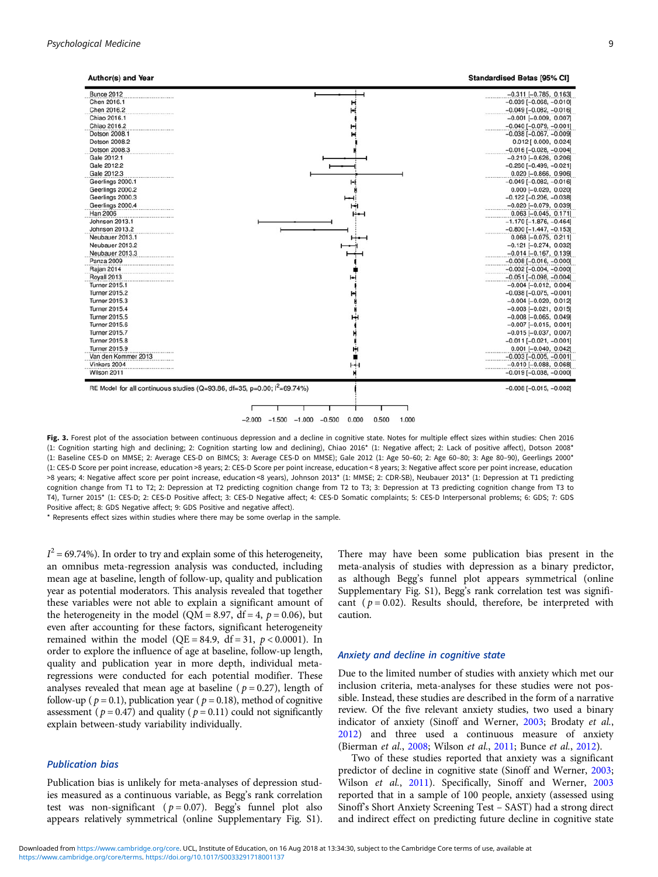| Author(s) and Year | Standardised Betas [95% CI] |
| --- | --- |
| Bunce 2012 | −0.311 [−0.785, 0.163] |
| Chen 2016.1 | −0.039 [−0.068, −0.010] |
| Chen 2016.2 | −0.049 [−0.082, −0.016] |
| Chiao 2016.1 | −0.001 [−0.009, 0.007] |
| Chiao 2016.2 | −0.040 [−0.079, −0.001] |
| Dotson 2008.1 | −0.038 [−0.067, −0.009] |
| Dotson 2008.2 | 0.012 [ 0.000, 0.024] |
| Dotson 2008.3 | −0.016 [−0.028, −0.004] |
| Gale 2012.1 | −0.210 [−0.626, 0.206] |
| Gale 2012.2 | −0.260 [−0.499, −0.021] |
| Gale 2012.3 | 0.020 [−0.866, 0.906] |
| Geerlings 2000.1 | −0.049 [−0.082, −0.016] |
| Geerlings 2000.2 | 0.000 [−0.020, 0.020] |
| Geerlings 2000.3 | −0.122 [−0.206, −0.038] |
| Geerlings 2000.4 | −0.020 [−0.079, 0.039] |
| Han 2006 | 0.063 [−0.045, 0.171] |
| Johnson 2013.1 | −1.170 [−1.876, −0.464] |
| Johnson 2013.2 | −0.800 [−1.447, −0.153] |
| Neubauer 2013.1 | 0.068 [−0.075, 0.211] |
| Neubauer 2013.2 | −0.121 [−0.274, 0.032] |
| Neubauer 2013.3 | −0.014 [−0.167, 0.139] |
| Panza 2009 | −0.008 [−0.016, −0.000] |
| Rajan 2014 | −0.002 [−0.004, −0.000] |
| Royall 2013 | −0.051 [−0.098, −0.004] |
| Turner 2015.1 | −0.004 [−0.012, 0.004] |
| Turner 2015.2 | −0.038 [−0.075, −0.001] |
| Turner 2015.3 | −0.004 [−0.020, 0.012] |
| Turner 2015.4 | −0.003 [−0.021, 0.015] |
| Turner 2015.5 | −0.008 [−0.065, 0.049] |
| Turner 2015.6 | −0.007 [−0.015, 0.001] |
| Turner 2015.7 | −0.015 [−0.037, 0.007] |
| Turner 2015.8 | −0.011 [−0.021, −0.001] |
| Turner 2015.9 | 0.001 [−0.040, 0.042] |
| Van den Kommer 2013 | −0.003 [−0.005, −0.001] |
| Vinkers 2004 | −0.010 [−0.088, 0.068] |
| Wilson 2011 | −0.019 [−0.038, −0.000] |
| RE Model for all continuous studies (Q=93.86, df=35, p=0.00; I²=69.74%) | −0.008 [−0.015, −0.002] |

**Fig. 3.** Forest plot of the association between continuous depression and a decline in cognitive state. Notes for multiple effect sizes within studies: Chen 2016 (1: Cognition starting high and declining; 2: Cognition starting low and declining), Chiao 2016* (1: Negative affect; 2: Lack of positive affect), Dotson 2008* (1: Baseline CES-D on MMSE; 2: Average CES-D on BIMCS; 3: Average CES-D on MMSE); Gale 2012 (1: Age 50–60; 2: Age 60–80; 3: Age 80–90), Geerlings 2000* (1: CES-D Score per point increase, education >8 years; 2: CES-D Score per point increase, education < 8 years; 3: Negative affect score per point increase, education >8 years; 4: Negative affect score per point increase, education <8 years), Johnson 2013* (1: MMSE; 2: CDR-SB), Neubauer 2013* (1: Depression at T1 predicting cognition change from T1 to T2; 2: Depression at T2 predicting cognition change from T2 to T3; 3: Depression at T3 predicting cognition change from T3 to T4), Turner 2015* (1: CES-D; 2: CES-D Positive affect; 3: CES-D Negative affect; 4: CES-D Somatic complaints; 5: CES-D Interpersonal problems; 6: GDS; 7: GDS Positive affect; 8: GDS Negative affect; 9: GDS Positive and negative affect).

\* Represents effect sizes within studies where there may be some overlap in the sample.

$I^2 = 69.74\%$). In order to try and explain some of this heterogeneity, an omnibus meta-regression analysis was conducted, including mean age at baseline, length of follow-up, quality and publication year as potential moderators. This analysis revealed that together these variables were not able to explain a significant amount of the heterogeneity in the model (QM = 8.97, df = 4, $p = 0.06$), but even after accounting for these factors, significant heterogeneity remained within the model (QE = 84.9, df = 31, $p < 0.0001$). In order to explore the influence of age at baseline, follow-up length, quality and publication year in more depth, individual meta-regressions were conducted for each potential modifier. These analyses revealed that mean age at baseline ($p = 0.27$), length of follow-up ($p = 0.1$), publication year ($p = 0.18$), method of cognitive assessment ($p = 0.47$) and quality ($p = 0.11$) could not significantly explain between-study variability individually.

### Publication bias

Publication bias is unlikely for meta-analyses of depression studies measured as a continuous variable, as Begg's rank correlation test was non-significant ($p = 0.07$). Begg's funnel plot also appears relatively symmetrical (online Supplementary Fig. S1). There may have been some publication bias present in the meta-analysis of studies with depression as a binary predictor, as although Begg's funnel plot appears symmetrical (online Supplementary Fig. S1), Begg's rank correlation test was significant ($p = 0.02$). Results should, therefore, be interpreted with caution.

### Anxiety and decline in cognitive state

Due to the limited number of studies with anxiety which met our inclusion criteria, meta-analyses for these studies were not possible. Instead, these studies are described in the form of a narrative review. Of the five relevant anxiety studies, two used a binary indicator of anxiety (Sinoff and Werner, 2003; Brodaty *et al.*, 2012) and three used a continuous measure of anxiety (Bierman *et al.*, 2008; Wilson *et al.*, 2011; Bunce *et al.*, 2012).

Two of these studies reported that anxiety was a significant predictor of decline in cognitive state (Sinoff and Werner, 2003; Wilson *et al.*, 2011). Specifically, Sinoff and Werner, 2003 reported that in a sample of 100 people, anxiety (assessed using Sinoff's Short Anxiety Screening Test – SAST) had a strong direct and indirect effect on predicting future decline in cognitive state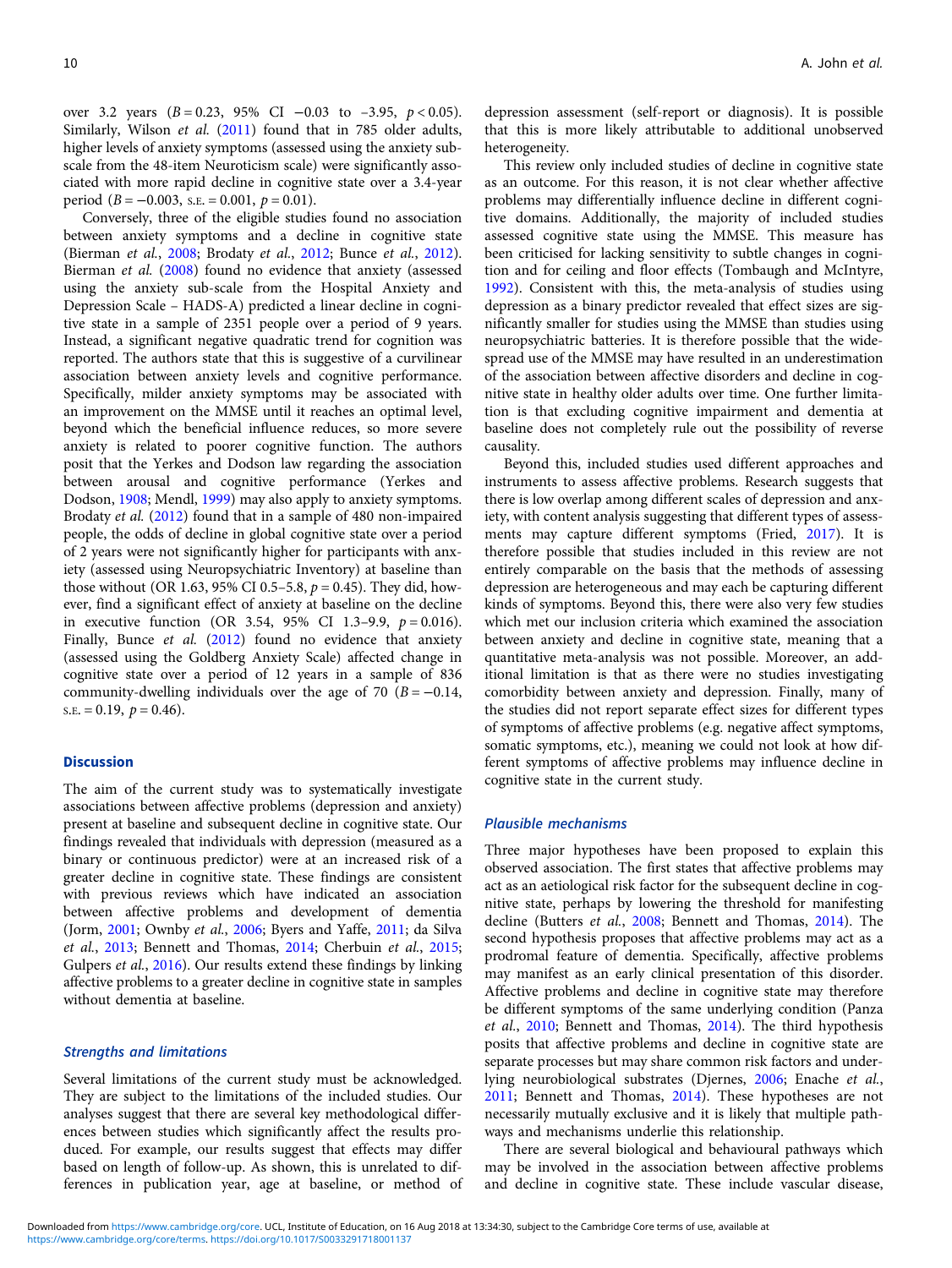over 3.2 years ($B = 0.23$, 95% CI −0.03 to −3.95, $p < 0.05$). Similarly, Wilson *et al.* (2011) found that in 785 older adults, higher levels of anxiety symptoms (assessed using the anxiety sub-scale from the 48-item Neuroticism scale) were significantly associated with more rapid decline in cognitive state over a 3.4-year period ($B = -0.003$, S.E. = 0.001, $p = 0.01$).

Conversely, three of the eligible studies found no association between anxiety symptoms and a decline in cognitive state (Bierman *et al.*, 2008; Brodaty *et al.*, 2012; Bunce *et al.*, 2012). Bierman *et al.* (2008) found no evidence that anxiety (assessed using the anxiety sub-scale from the Hospital Anxiety and Depression Scale – HADS-A) predicted a linear decline in cognitive state in a sample of 2351 people over a period of 9 years. Instead, a significant negative quadratic trend for cognition was reported. The authors state that this is suggestive of a curvilinear association between anxiety levels and cognitive performance. Specifically, milder anxiety symptoms may be associated with an improvement on the MMSE until it reaches an optimal level, beyond which the beneficial influence reduces, so more severe anxiety is related to poorer cognitive function. The authors posit that the Yerkes and Dodson law regarding the association between arousal and cognitive performance (Yerkes and Dodson, 1908; Mendl, 1999) may also apply to anxiety symptoms. Brodaty *et al.* (2012) found that in a sample of 480 non-impaired people, the odds of decline in global cognitive state over a period of 2 years were not significantly higher for participants with anxiety (assessed using Neuropsychiatric Inventory) at baseline than those without (OR 1.63, 95% CI 0.5–5.8, $p = 0.45$). They did, however, find a significant effect of anxiety at baseline on the decline in executive function (OR 3.54, 95% CI 1.3–9.9, $p = 0.016$). Finally, Bunce *et al.* (2012) found no evidence that anxiety (assessed using the Goldberg Anxiety Scale) affected change in cognitive state over a period of 12 years in a sample of 836 community-dwelling individuals over the age of 70 ($B = -0.14$, S.E. = 0.19, $p = 0.46$).

## Discussion

The aim of the current study was to systematically investigate associations between affective problems (depression and anxiety) present at baseline and subsequent decline in cognitive state. Our findings revealed that individuals with depression (measured as a binary or continuous predictor) were at an increased risk of a greater decline in cognitive state. These findings are consistent with previous reviews which have indicated an association between affective problems and development of dementia (Jorm, 2001; Ownby *et al.*, 2006; Byers and Yaffe, 2011; da Silva *et al.*, 2013; Bennett and Thomas, 2014; Cherbuin *et al.*, 2015; Gulpers *et al.*, 2016). Our results extend these findings by linking affective problems to a greater decline in cognitive state in samples without dementia at baseline.

### Strengths and limitations

Several limitations of the current study must be acknowledged. They are subject to the limitations of the included studies. Our analyses suggest that there are several key methodological differences between studies which significantly affect the results produced. For example, our results suggest that effects may differ based on length of follow-up. As shown, this is unrelated to differences in publication year, age at baseline, or method of depression assessment (self-report or diagnosis). It is possible that this is more likely attributable to additional unobserved heterogeneity.

This review only included studies of decline in cognitive state as an outcome. For this reason, it is not clear whether affective problems may differentially influence decline in different cognitive domains. Additionally, the majority of included studies assessed cognitive state using the MMSE. This measure has been criticised for lacking sensitivity to subtle changes in cognition and for ceiling and floor effects (Tombaugh and McIntyre, 1992). Consistent with this, the meta-analysis of studies using depression as a binary predictor revealed that effect sizes are significantly smaller for studies using the MMSE than studies using neuropsychiatric batteries. It is therefore possible that the widespread use of the MMSE may have resulted in an underestimation of the association between affective disorders and decline in cognitive state in healthy older adults over time. One further limitation is that excluding cognitive impairment and dementia at baseline does not completely rule out the possibility of reverse causality.

Beyond this, included studies used different approaches and instruments to assess affective problems. Research suggests that there is low overlap among different scales of depression and anxiety, with content analysis suggesting that different types of assessments may capture different symptoms (Fried, 2017). It is therefore possible that studies included in this review are not entirely comparable on the basis that the methods of assessing depression are heterogeneous and may each be capturing different kinds of symptoms. Beyond this, there were also very few studies which met our inclusion criteria which examined the association between anxiety and decline in cognitive state, meaning that a quantitative meta-analysis was not possible. Moreover, an additional limitation is that as there were no studies investigating comorbidity between anxiety and depression. Finally, many of the studies did not report separate effect sizes for different types of symptoms of affective problems (e.g. negative affect symptoms, somatic symptoms, etc.), meaning we could not look at how different symptoms of affective problems may influence decline in cognitive state in the current study.

### Plausible mechanisms

Three major hypotheses have been proposed to explain this observed association. The first states that affective problems may act as an aetiological risk factor for the subsequent decline in cognitive state, perhaps by lowering the threshold for manifesting decline (Butters *et al.*, 2008; Bennett and Thomas, 2014). The second hypothesis proposes that affective problems may act as a prodromal feature of dementia. Specifically, affective problems may manifest as an early clinical presentation of this disorder. Affective problems and decline in cognitive state may therefore be different symptoms of the same underlying condition (Panza *et al.*, 2010; Bennett and Thomas, 2014). The third hypothesis posits that affective problems and decline in cognitive state are separate processes but may share common risk factors and underlying neurobiological substrates (Djernes, 2006; Enache *et al.*, 2011; Bennett and Thomas, 2014). These hypotheses are not necessarily mutually exclusive and it is likely that multiple pathways and mechanisms underlie this relationship.

There are several biological and behavioural pathways which may be involved in the association between affective problems and decline in cognitive state. These include vascular disease,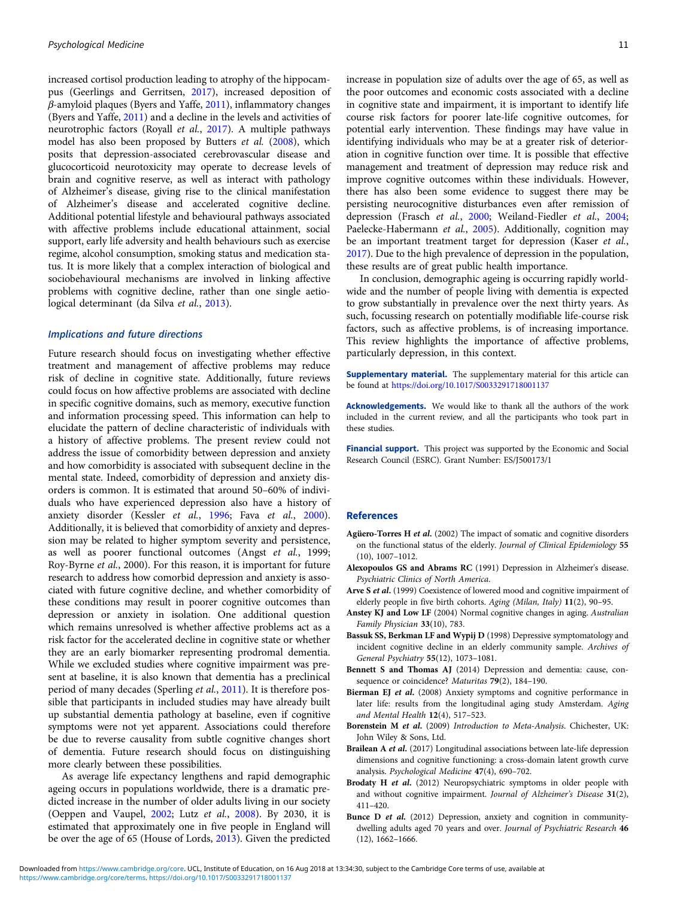increased cortisol production leading to atrophy of the hippocampus (Geerlings and Gerritsen, 2017), increased deposition of $\beta$-amyloid plaques (Byers and Yaffe, 2011), inflammatory changes (Byers and Yaffe, 2011) and a decline in the levels and activities of neurotrophic factors (Royall *et al.*, 2017). A multiple pathways model has also been proposed by Butters *et al.* (2008), which posits that depression-associated cerebrovascular disease and glucocorticoid neurotoxicity may operate to decrease levels of brain and cognitive reserve, as well as interact with pathology of Alzheimer's disease, giving rise to the clinical manifestation of Alzheimer's disease and accelerated cognitive decline. Additional potential lifestyle and behavioural pathways associated with affective problems include educational attainment, social support, early life adversity and health behaviours such as exercise regime, alcohol consumption, smoking status and medication status. It is more likely that a complex interaction of biological and sociobehavioural mechanisms are involved in linking affective problems with cognitive decline, rather than one single aetiological determinant (da Silva *et al.*, 2013).

### Implications and future directions

Future research should focus on investigating whether effective treatment and management of affective problems may reduce risk of decline in cognitive state. Additionally, future reviews could focus on how affective problems are associated with decline in specific cognitive domains, such as memory, executive function and information processing speed. This information can help to elucidate the pattern of decline characteristic of individuals with a history of affective problems. The present review could not address the issue of comorbidity between depression and anxiety and how comorbidity is associated with subsequent decline in the mental state. Indeed, comorbidity of depression and anxiety disorders is common. It is estimated that around 50–60% of individuals who have experienced depression also have a history of anxiety disorder (Kessler *et al.*, 1996; Fava *et al.*, 2000). Additionally, it is believed that comorbidity of anxiety and depression may be related to higher symptom severity and persistence, as well as poorer functional outcomes (Angst *et al.*, 1999; Roy-Byrne *et al.*, 2000). For this reason, it is important for future research to address how comorbid depression and anxiety is associated with future cognitive decline, and whether comorbidity of these conditions may result in poorer cognitive outcomes than depression or anxiety in isolation. One additional question which remains unresolved is whether affective problems act as a risk factor for the accelerated decline in cognitive state or whether they are an early biomarker representing prodromal dementia. While we excluded studies where cognitive impairment was present at baseline, it is also known that dementia has a preclinical period of many decades (Sperling *et al.*, 2011). It is therefore possible that participants in included studies may have already built up substantial dementia pathology at baseline, even if cognitive symptoms were not yet apparent. Associations could therefore be due to reverse causality from subtle cognitive changes short of dementia. Future research should focus on distinguishing more clearly between these possibilities.

As average life expectancy lengthens and rapid demographic ageing occurs in populations worldwide, there is a dramatic predicted increase in the number of older adults living in our society (Oeppen and Vaupel, 2002; Lutz *et al.*, 2008). By 2030, it is estimated that approximately one in five people in England will be over the age of 65 (House of Lords, 2013). Given the predicted increase in population size of adults over the age of 65, as well as the poor outcomes and economic costs associated with a decline in cognitive state and impairment, it is important to identify life course risk factors for poorer late-life cognitive outcomes, for potential early intervention. These findings may have value in identifying individuals who may be at a greater risk of deterioration in cognitive function over time. It is possible that effective management and treatment of depression may reduce risk and improve cognitive outcomes within these individuals. However, there has also been some evidence to suggest there may be persisting neurocognitive disturbances even after remission of depression (Frasch *et al.*, 2000; Weiland-Fiedler *et al.*, 2004; Paelecke-Habermann *et al.*, 2005). Additionally, cognition may be an important treatment target for depression (Kaser *et al.*, 2017). Due to the high prevalence of depression in the population, these results are of great public health importance.

In conclusion, demographic ageing is occurring rapidly worldwide and the number of people living with dementia is expected to grow substantially in prevalence over the next thirty years. As such, focussing research on potentially modifiable life-course risk factors, such as affective problems, is of increasing importance. This review highlights the importance of affective problems, particularly depression, in this context.

**Supplementary material.** The supplementary material for this article can be found at https://doi.org/10.1017/S0033291718001137

**Acknowledgements.** We would like to thank all the authors of the work included in the current review, and all the participants who took part in these studies.

**Financial support.** This project was supported by the Economic and Social Research Council (ESRC). Grant Number: ES/J500173/1

## References

**Agüero-Torres H *et al.*** (2002) The impact of somatic and cognitive disorders on the functional status of the elderly. *Journal of Clinical Epidemiology* **55** (10), 1007–1012.

**Alexopoulos GS and Abrams RC** (1991) Depression in Alzheimer's disease. *Psychiatric Clinics of North America*.

**Arve S *et al.*** (1999) Coexistence of lowered mood and cognitive impairment of elderly people in five birth cohorts. *Aging (Milan, Italy)* **11**(2), 90–95.

**Anstey KJ and Low LF** (2004) Normal cognitive changes in aging. *Australian Family Physician* **33**(10), 783.

**Bassuk SS, Berkman LF and Wypij D** (1998) Depressive symptomatology and incident cognitive decline in an elderly community sample. *Archives of General Psychiatry* **55**(12), 1073–1081.

**Bennett S and Thomas AJ** (2014) Depression and dementia: cause, consequence or coincidence? *Maturitas* **79**(2), 184–190.

**Bierman EJ *et al.*** (2008) Anxiety symptoms and cognitive performance in later life: results from the longitudinal aging study Amsterdam. *Aging and Mental Health* **12**(4), 517–523.

**Borenstein M *et al.*** (2009) *Introduction to Meta-Analysis*. Chichester, UK: John Wiley & Sons, Ltd.

**Brailean A *et al.*** (2017) Longitudinal associations between late-life depression dimensions and cognitive functioning: a cross-domain latent growth curve analysis. *Psychological Medicine* **47**(4), 690–702.

**Brodaty H *et al.*** (2012) Neuropsychiatric symptoms in older people with and without cognitive impairment. *Journal of Alzheimer's Disease* **31**(2), 411–420.

**Bunce D *et al.*** (2012) Depression, anxiety and cognition in community-dwelling adults aged 70 years and over. *Journal of Psychiatric Research* **46** (12), 1662–1666.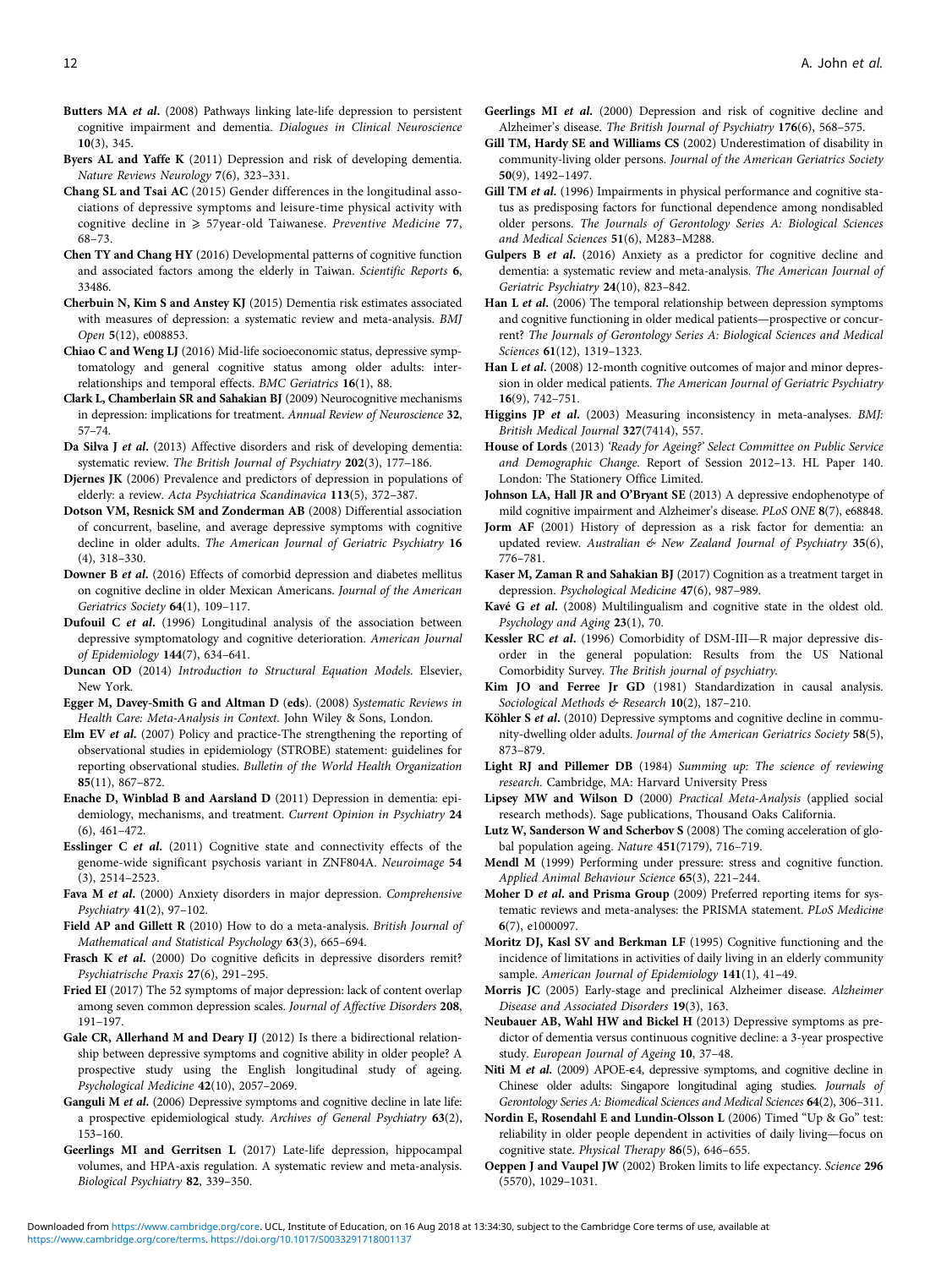**Butters MA *et al.*** (2008) Pathways linking late-life depression to persistent cognitive impairment and dementia. *Dialogues in Clinical Neuroscience* **10**(3), 345.

**Byers AL and Yaffe K** (2011) Depression and risk of developing dementia. *Nature Reviews Neurology* **7**(6), 323–331.

**Chang SL and Tsai AC** (2015) Gender differences in the longitudinal associations of depressive symptoms and leisure-time physical activity with cognitive decline in ⩾ 57year-old Taiwanese. *Preventive Medicine* **77**, 68–73.

**Chen TY and Chang HY** (2016) Developmental patterns of cognitive function and associated factors among the elderly in Taiwan. *Scientific Reports* **6**, 33486.

**Cherbuin N, Kim S and Anstey KJ** (2015) Dementia risk estimates associated with measures of depression: a systematic review and meta-analysis. *BMJ Open* **5**(12), e008853.

**Chiao C and Weng LJ** (2016) Mid-life socioeconomic status, depressive symptomatology and general cognitive status among older adults: inter-relationships and temporal effects. *BMC Geriatrics* **16**(1), 88.

**Clark L, Chamberlain SR and Sahakian BJ** (2009) Neurocognitive mechanisms in depression: implications for treatment. *Annual Review of Neuroscience* **32**, 57–74.

**Da Silva J *et al.*** (2013) Affective disorders and risk of developing dementia: systematic review. *The British Journal of Psychiatry* **202**(3), 177–186.

**Djernes JK** (2006) Prevalence and predictors of depression in populations of elderly: a review. *Acta Psychiatrica Scandinavica* **113**(5), 372–387.

**Dotson VM, Resnick SM and Zonderman AB** (2008) Differential association of concurrent, baseline, and average depressive symptoms with cognitive decline in older adults. *The American Journal of Geriatric Psychiatry* **16**(4), 318–330.

**Downer B *et al.*** (2016) Effects of comorbid depression and diabetes mellitus on cognitive decline in older Mexican Americans. *Journal of the American Geriatrics Society* **64**(1), 109–117.

**Dufouil C *et al.*** (1996) Longitudinal analysis of the association between depressive symptomatology and cognitive deterioration. *American Journal of Epidemiology* **144**(7), 634–641.

**Duncan OD** (2014) *Introduction to Structural Equation Models.* Elsevier, New York.

**Egger M, Davey-Smith G and Altman D (eds)**. (2008) *Systematic Reviews in Health Care: Meta-Analysis in Context.* John Wiley & Sons, London.

**Elm EV *et al.*** (2007) Policy and practice-The strengthening the reporting of observational studies in epidemiology (STROBE) statement: guidelines for reporting observational studies. *Bulletin of the World Health Organization* **85**(11), 867–872.

**Enache D, Winblad B and Aarsland D** (2011) Depression in dementia: epidemiology, mechanisms, and treatment. *Current Opinion in Psychiatry* **24**(6), 461–472.

**Esslinger C *et al.*** (2011) Cognitive state and connectivity effects of the genome-wide significant psychosis variant in ZNF804A. *Neuroimage* **54**(3), 2514–2523.

**Fava M *et al.*** (2000) Anxiety disorders in major depression. *Comprehensive Psychiatry* **41**(2), 97–102.

**Field AP and Gillett R** (2010) How to do a meta-analysis. *British Journal of Mathematical and Statistical Psychology* **63**(3), 665–694.

**Frasch K *et al.*** (2000) Do cognitive deficits in depressive disorders remit? *Psychiatrische Praxis* **27**(6), 291–295.

**Fried EI** (2017) The 52 symptoms of major depression: lack of content overlap among seven common depression scales. *Journal of Affective Disorders* **208**, 191–197.

**Gale CR, Allerhand M and Deary IJ** (2012) Is there a bidirectional relationship between depressive symptoms and cognitive ability in older people? A prospective study using the English longitudinal study of ageing. *Psychological Medicine* **42**(10), 2057–2069.

**Ganguli M *et al.*** (2006) Depressive symptoms and cognitive decline in late life: a prospective epidemiological study. *Archives of General Psychiatry* **63**(2), 153–160.

**Geerlings MI and Gerritsen L** (2017) Late-life depression, hippocampal volumes, and HPA-axis regulation. A systematic review and meta-analysis. *Biological Psychiatry* **82**, 339–350.

**Geerlings MI *et al.*** (2000) Depression and risk of cognitive decline and Alzheimer's disease. *The British Journal of Psychiatry* **176**(6), 568–575.

**Gill TM, Hardy SE and Williams CS** (2002) Underestimation of disability in community-living older persons. *Journal of the American Geriatrics Society* **50**(9), 1492–1497.

**Gill TM *et al.*** (1996) Impairments in physical performance and cognitive status as predisposing factors for functional dependence among nondisabled older persons. *The Journals of Gerontology Series A: Biological Sciences and Medical Sciences* **51**(6), M283–M288.

**Gulpers B *et al.*** (2016) Anxiety as a predictor for cognitive decline and dementia: a systematic review and meta-analysis. *The American Journal of Geriatric Psychiatry* **24**(10), 823–842.

**Han L *et al.*** (2006) The temporal relationship between depression symptoms and cognitive functioning in older medical patients—prospective or concurrent? *The Journals of Gerontology Series A: Biological Sciences and Medical Sciences* **61**(12), 1319–1323.

**Han L *et al.*** (2008) 12-month cognitive outcomes of major and minor depression in older medical patients. *The American Journal of Geriatric Psychiatry* **16**(9), 742–751.

**Higgins JP *et al.*** (2003) Measuring inconsistency in meta-analyses. *BMJ: British Medical Journal* **327**(7414), 557.

**House of Lords** (2013) *'Ready for Ageing?' Select Committee on Public Service and Demographic Change.* Report of Session 2012–13. HL Paper 140. London: The Stationery Office Limited.

**Johnson LA, Hall JR and O'Bryant SE** (2013) A depressive endophenotype of mild cognitive impairment and Alzheimer's disease. *PLoS ONE* **8**(7), e68848.

**Jorm AF** (2001) History of depression as a risk factor for dementia: an updated review. *Australian & New Zealand Journal of Psychiatry* **35**(6), 776–781.

**Kaser M, Zaman R and Sahakian BJ** (2017) Cognition as a treatment target in depression. *Psychological Medicine* **47**(6), 987–989.

**Kavé G *et al.*** (2008) Multilingualism and cognitive state in the oldest old. *Psychology and Aging* **23**(1), 70.

**Kessler RC *et al.*** (1996) Comorbidity of DSM-III—R major depressive disorder in the general population: Results from the US National Comorbidity Survey. *The British journal of psychiatry.*

**Kim JO and Ferree Jr GD** (1981) Standardization in causal analysis. *Sociological Methods & Research* **10**(2), 187–210.

**Köhler S *et al.*** (2010) Depressive symptoms and cognitive decline in community-dwelling older adults. *Journal of the American Geriatrics Society* **58**(5), 873–879.

**Light RJ and Pillemer DB** (1984) *Summing up: The science of reviewing research.* Cambridge, MA: Harvard University Press

**Lipsey MW and Wilson D** (2000) *Practical Meta-Analysis* (applied social research methods). Sage publications, Thousand Oaks California.

**Lutz W, Sanderson W and Scherbov S** (2008) The coming acceleration of global population ageing. *Nature* **451**(7179), 716–719.

**Mendl M** (1999) Performing under pressure: stress and cognitive function. *Applied Animal Behaviour Science* **65**(3), 221–244.

**Moher D *et al.* and Prisma Group** (2009) Preferred reporting items for systematic reviews and meta-analyses: the PRISMA statement. *PLoS Medicine* **6**(7), e1000097.

**Moritz DJ, Kasl SV and Berkman LF** (1995) Cognitive functioning and the incidence of limitations in activities of daily living in an elderly community sample. *American Journal of Epidemiology* **141**(1), 41–49.

**Morris JC** (2005) Early-stage and preclinical Alzheimer disease. *Alzheimer Disease and Associated Disorders* **19**(3), 163.

**Neubauer AB, Wahl HW and Bickel H** (2013) Depressive symptoms as predictor of dementia versus continuous cognitive decline: a 3-year prospective study. *European Journal of Ageing* **10**, 37–48.

**Niti M *et al.*** (2009) APOE-ϵ4, depressive symptoms, and cognitive decline in Chinese older adults: Singapore longitudinal aging studies. *Journals of Gerontology Series A: Biomedical Sciences and Medical Sciences* **64**(2), 306–311.

**Nordin E, Rosendahl E and Lundin-Olsson L** (2006) Timed "Up & Go" test: reliability in older people dependent in activities of daily living—focus on cognitive state. *Physical Therapy* **86**(5), 646–655.

**Oeppen J and Vaupel JW** (2002) Broken limits to life expectancy. *Science* **296**(5570), 1029–1031.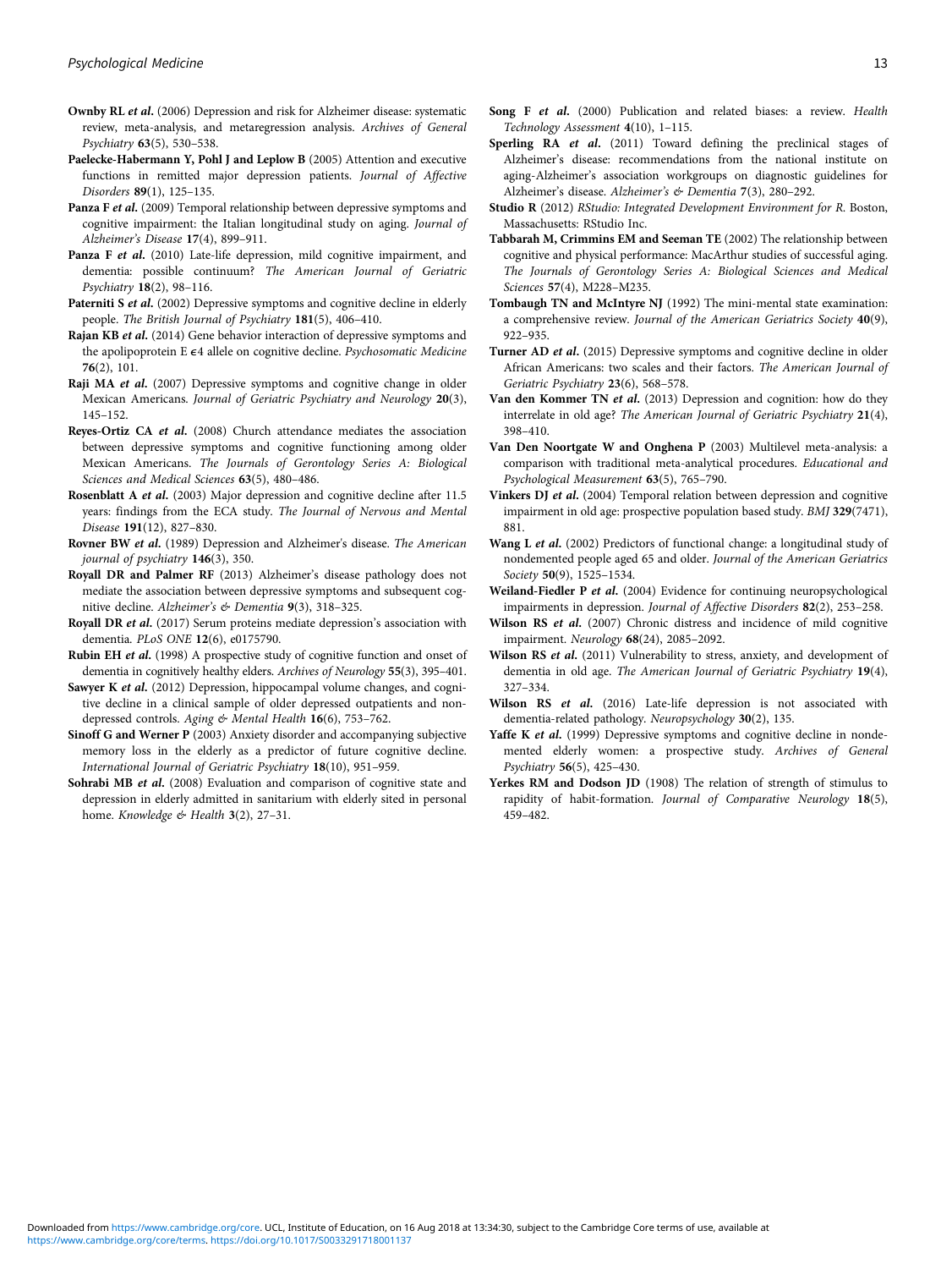**Ownby RL *et al*.** (2006) Depression and risk for Alzheimer disease: systematic review, meta-analysis, and metaregression analysis. *Archives of General Psychiatry* **63**(5), 530–538.

**Paelecke-Habermann Y, Pohl J and Leplow B** (2005) Attention and executive functions in remitted major depression patients. *Journal of Affective Disorders* **89**(1), 125–135.

**Panza F *et al*.** (2009) Temporal relationship between depressive symptoms and cognitive impairment: the Italian longitudinal study on aging. *Journal of Alzheimer's Disease* **17**(4), 899–911.

**Panza F *et al*.** (2010) Late-life depression, mild cognitive impairment, and dementia: possible continuum? *The American Journal of Geriatric Psychiatry* **18**(2), 98–116.

**Paterniti S *et al*.** (2002) Depressive symptoms and cognitive decline in elderly people. *The British Journal of Psychiatry* **181**(5), 406–410.

**Rajan KB *et al*.** (2014) Gene behavior interaction of depressive symptoms and the apolipoprotein E ϵ4 allele on cognitive decline. *Psychosomatic Medicine* **76**(2), 101.

**Raji MA *et al*.** (2007) Depressive symptoms and cognitive change in older Mexican Americans. *Journal of Geriatric Psychiatry and Neurology* **20**(3), 145–152.

**Reyes-Ortiz CA *et al*.** (2008) Church attendance mediates the association between depressive symptoms and cognitive functioning among older Mexican Americans. *The Journals of Gerontology Series A: Biological Sciences and Medical Sciences* **63**(5), 480–486.

**Rosenblatt A *et al*.** (2003) Major depression and cognitive decline after 11.5 years: findings from the ECA study. *The Journal of Nervous and Mental Disease* **191**(12), 827–830.

**Rovner BW *et al*.** (1989) Depression and Alzheimer's disease. *The American journal of psychiatry* **146**(3), 350.

**Royall DR and Palmer RF** (2013) Alzheimer's disease pathology does not mediate the association between depressive symptoms and subsequent cognitive decline. *Alzheimer's & Dementia* **9**(3), 318–325.

**Royall DR *et al*.** (2017) Serum proteins mediate depression's association with dementia. *PLoS ONE* **12**(6), e0175790.

**Rubin EH *et al*.** (1998) A prospective study of cognitive function and onset of dementia in cognitively healthy elders. *Archives of Neurology* **55**(3), 395–401.

**Sawyer K *et al*.** (2012) Depression, hippocampal volume changes, and cognitive decline in a clinical sample of older depressed outpatients and non-depressed controls. *Aging & Mental Health* **16**(6), 753–762.

**Sinoff G and Werner P** (2003) Anxiety disorder and accompanying subjective memory loss in the elderly as a predictor of future cognitive decline. *International Journal of Geriatric Psychiatry* **18**(10), 951–959.

**Sohrabi MB *et al*.** (2008) Evaluation and comparison of cognitive state and depression in elderly admitted in sanitarium with elderly sited in personal home. *Knowledge & Health* **3**(2), 27–31.

**Song F *et al*.** (2000) Publication and related biases: a review. *Health Technology Assessment* **4**(10), 1–115.

**Sperling RA *et al*.** (2011) Toward defining the preclinical stages of Alzheimer's disease: recommendations from the national institute on aging-Alzheimer's association workgroups on diagnostic guidelines for Alzheimer's disease. *Alzheimer's & Dementia* **7**(3), 280–292.

**Studio R** (2012) *RStudio: Integrated Development Environment for R*. Boston, Massachusetts: RStudio Inc.

**Tabbarah M, Crimmins EM and Seeman TE** (2002) The relationship between cognitive and physical performance: MacArthur studies of successful aging. *The Journals of Gerontology Series A: Biological Sciences and Medical Sciences* **57**(4), M228–M235.

**Tombaugh TN and McIntyre NJ** (1992) The mini-mental state examination: a comprehensive review. *Journal of the American Geriatrics Society* **40**(9), 922–935.

**Turner AD *et al*.** (2015) Depressive symptoms and cognitive decline in older African Americans: two scales and their factors. *The American Journal of Geriatric Psychiatry* **23**(6), 568–578.

**Van den Kommer TN *et al*.** (2013) Depression and cognition: how do they interrelate in old age? *The American Journal of Geriatric Psychiatry* **21**(4), 398–410.

**Van Den Noortgate W and Onghena P** (2003) Multilevel meta-analysis: a comparison with traditional meta-analytical procedures. *Educational and Psychological Measurement* **63**(5), 765–790.

**Vinkers DJ *et al*.** (2004) Temporal relation between depression and cognitive impairment in old age: prospective population based study. *BMJ* **329**(7471), 881.

**Wang L *et al*.** (2002) Predictors of functional change: a longitudinal study of nondemented people aged 65 and older. *Journal of the American Geriatrics Society* **50**(9), 1525–1534.

**Weiland-Fiedler P *et al*.** (2004) Evidence for continuing neuropsychological impairments in depression. *Journal of Affective Disorders* **82**(2), 253–258.

**Wilson RS *et al*.** (2007) Chronic distress and incidence of mild cognitive impairment. *Neurology* **68**(24), 2085–2092.

**Wilson RS *et al*.** (2011) Vulnerability to stress, anxiety, and development of dementia in old age. *The American Journal of Geriatric Psychiatry* **19**(4), 327–334.

**Wilson RS *et al*.** (2016) Late-life depression is not associated with dementia-related pathology. *Neuropsychology* **30**(2), 135.

**Yaffe K *et al*.** (1999) Depressive symptoms and cognitive decline in nondemented elderly women: a prospective study. *Archives of General Psychiatry* **56**(5), 425–430.

**Yerkes RM and Dodson JD** (1908) The relation of strength of stimulus to rapidity of habit-formation. *Journal of Comparative Neurology* **18**(5), 459–482.